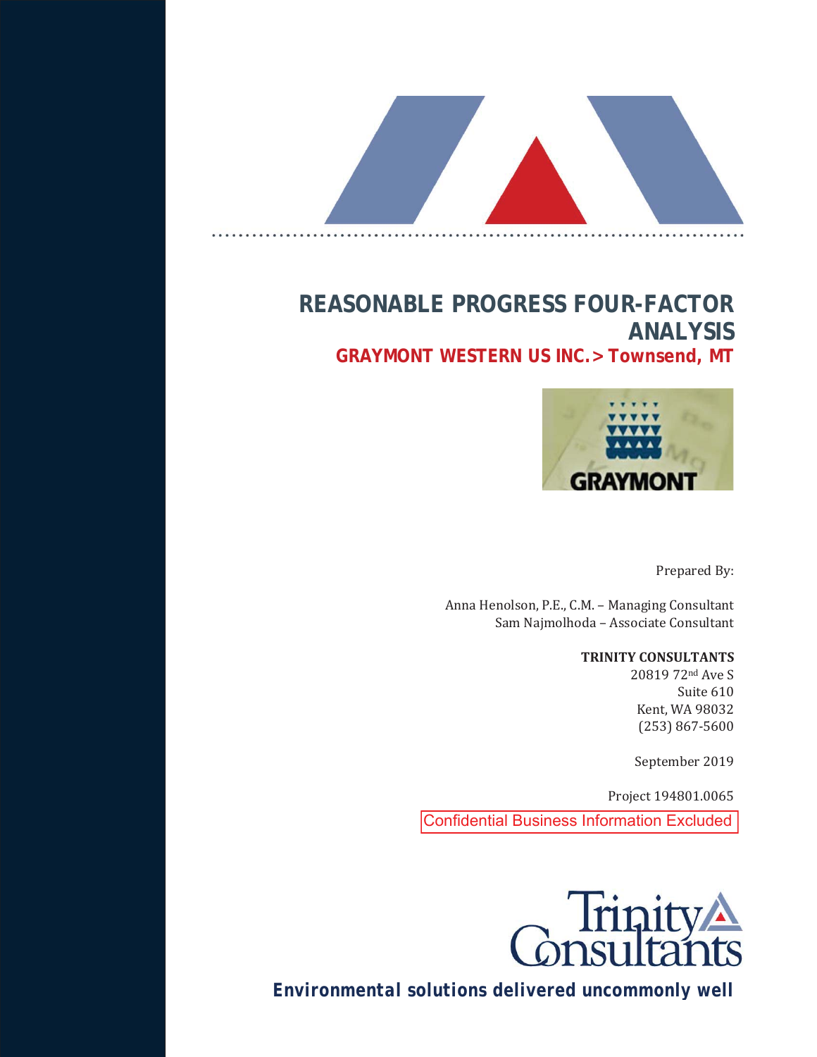# REASONABLE PROGRESS FOUR-FACTOR ANALYSIS

## GRAYMONT WESTERN US INC.> Townsend, MT

Prepared By:

Anna Henolson, P.E., C.M. – Managing Consultant
Sam Najmolhoda – Associate Consultant

**TRINITY CONSULTANTS**
20819 72nd Ave S
Suite 610
Kent, WA 98032
(253) 867-5600

September 2019

Project 194801.0065

Confidential Business Information Excluded

**Environmental solutions delivered uncommonly well**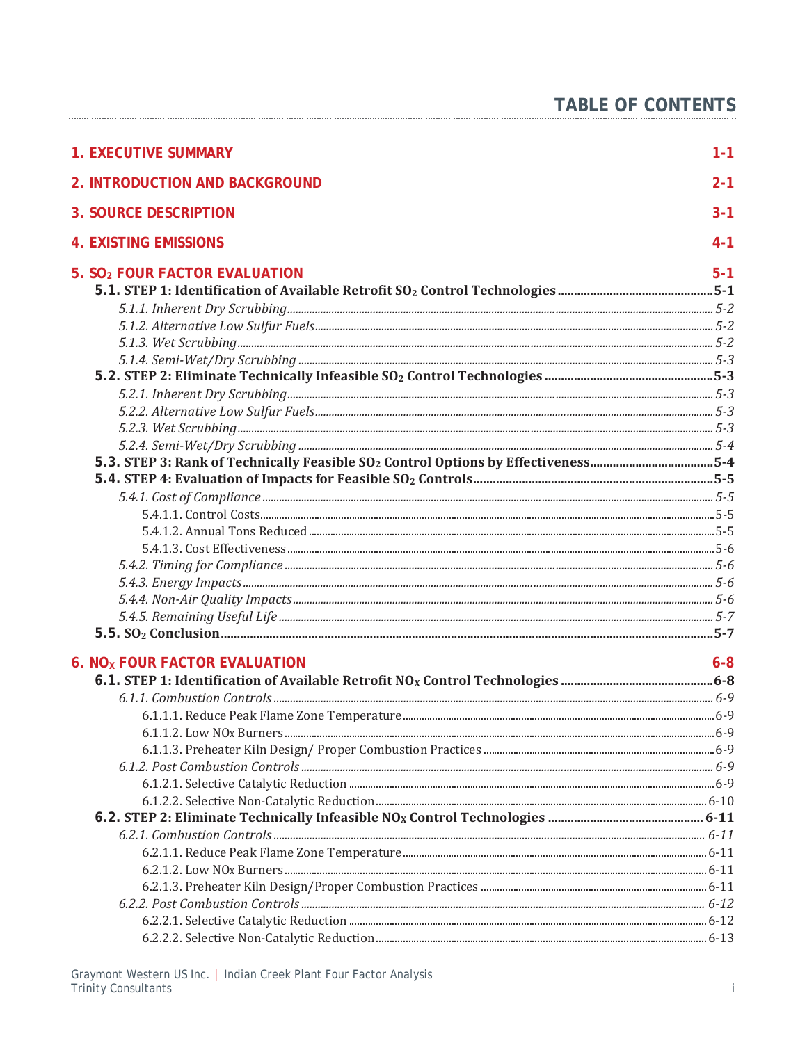# TABLE OF CONTENTS

**1. EXECUTIVE SUMMARY** 1-1

**2. INTRODUCTION AND BACKGROUND** 2-1

**3. SOURCE DESCRIPTION** 3-1

**4. EXISTING EMISSIONS** 4-1

**5. $SO_2$ FOUR FACTOR EVALUATION** 5-1

- **5.1. STEP 1: Identification of Available Retrofit $SO_2$ Control Technologies** 5-1
  - *5.1.1. Inherent Dry Scrubbing* 5-2
  - *5.1.2. Alternative Low Sulfur Fuels* 5-2
  - *5.1.3. Wet Scrubbing* 5-2
  - *5.1.4. Semi-Wet/Dry Scrubbing* 5-3
- **5.2. STEP 2: Eliminate Technically Infeasible $SO_2$ Control Technologies** 5-3
  - *5.2.1. Inherent Dry Scrubbing* 5-3
  - *5.2.2. Alternative Low Sulfur Fuels* 5-3
  - *5.2.3. Wet Scrubbing* 5-3
  - *5.2.4. Semi-Wet/Dry Scrubbing* 5-4
- **5.3. STEP 3: Rank of Technically Feasible $SO_2$ Control Options by Effectiveness** 5-4
- **5.4. STEP 4: Evaluation of Impacts for Feasible $SO_2$ Controls** 5-5
  - *5.4.1. Cost of Compliance* 5-5
    - 5.4.1.1. Control Costs 5-5
    - 5.4.1.2. Annual Tons Reduced 5-5
    - 5.4.1.3. Cost Effectiveness 5-6
  - *5.4.2. Timing for Compliance* 5-6
  - *5.4.3. Energy Impacts* 5-6
  - *5.4.4. Non-Air Quality Impacts* 5-6
  - *5.4.5. Remaining Useful Life* 5-7
- **5.5. $SO_2$ Conclusion** 5-7

**6. $NO_X$ FOUR FACTOR EVALUATION** 6-8

- **6.1. STEP 1: Identification of Available Retrofit $NO_X$ Control Technologies** 6-8
  - *6.1.1. Combustion Controls* 6-9
    - 6.1.1.1. Reduce Peak Flame Zone Temperature 6-9
    - 6.1.1.2. Low $NO_X$ Burners 6-9
    - 6.1.1.3. Preheater Kiln Design/ Proper Combustion Practices 6-9
  - *6.1.2. Post Combustion Controls* 6-9
    - 6.1.2.1. Selective Catalytic Reduction 6-9
    - 6.1.2.2. Selective Non-Catalytic Reduction 6-10
- **6.2. STEP 2: Eliminate Technically Infeasible $NO_X$ Control Technologies** 6-11
  - *6.2.1. Combustion Controls* 6-11
    - 6.2.1.1. Reduce Peak Flame Zone Temperature 6-11
    - 6.2.1.2. Low $NO_X$ Burners 6-11
    - 6.2.1.3. Preheater Kiln Design/Proper Combustion Practices 6-11
  - *6.2.2. Post Combustion Controls* 6-12
    - 6.2.2.1. Selective Catalytic Reduction 6-12
    - 6.2.2.2. Selective Non-Catalytic Reduction 6-13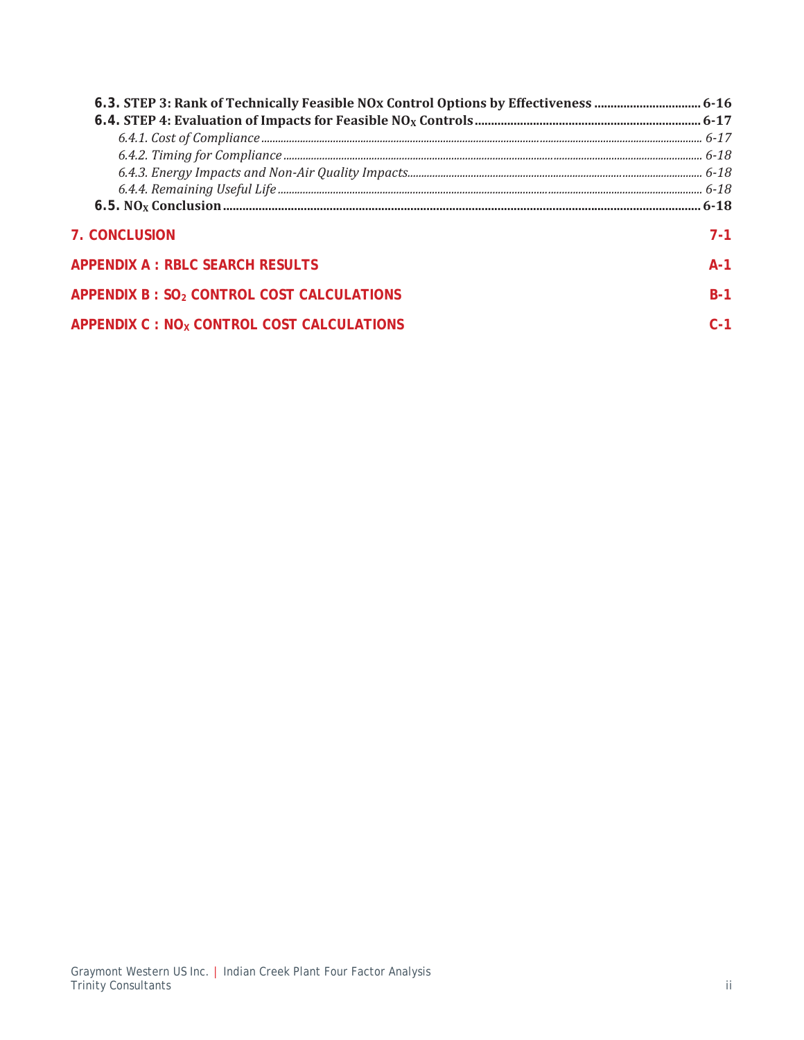**6.3.** **STEP 3: Rank of Technically Feasible NOx Control Options by Effectiveness** ........ 6-16
**6.4.** **STEP 4: Evaluation of Impacts for Feasible $NO_X$ Controls** ........ 6-17
*6.4.1. Cost of Compliance* ........ 6-17
*6.4.2. Timing for Compliance* ........ 6-18
*6.4.3. Energy Impacts and Non-Air Quality Impacts* ........ 6-18
*6.4.4. Remaining Useful Life* ........ 6-18
**6.5.** **$NO_X$ Conclusion** ........ 6-18

**7. CONCLUSION** 7-1

**APPENDIX A : RBLC SEARCH RESULTS** A-1

**APPENDIX B : $SO_2$ CONTROL COST CALCULATIONS** B-1

**APPENDIX C : $NO_X$ CONTROL COST CALCULATIONS** C-1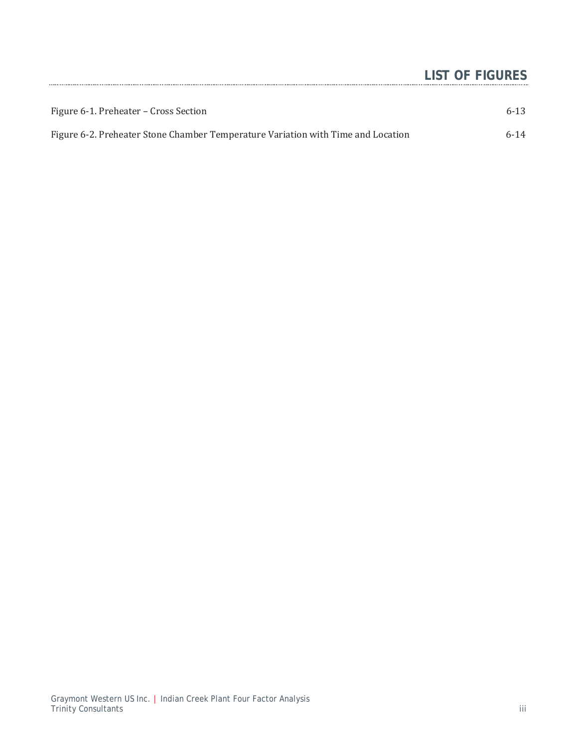# LIST OF FIGURES

Figure 6-1. Preheater – Cross Section 6-13

Figure 6-2. Preheater Stone Chamber Temperature Variation with Time and Location 6-14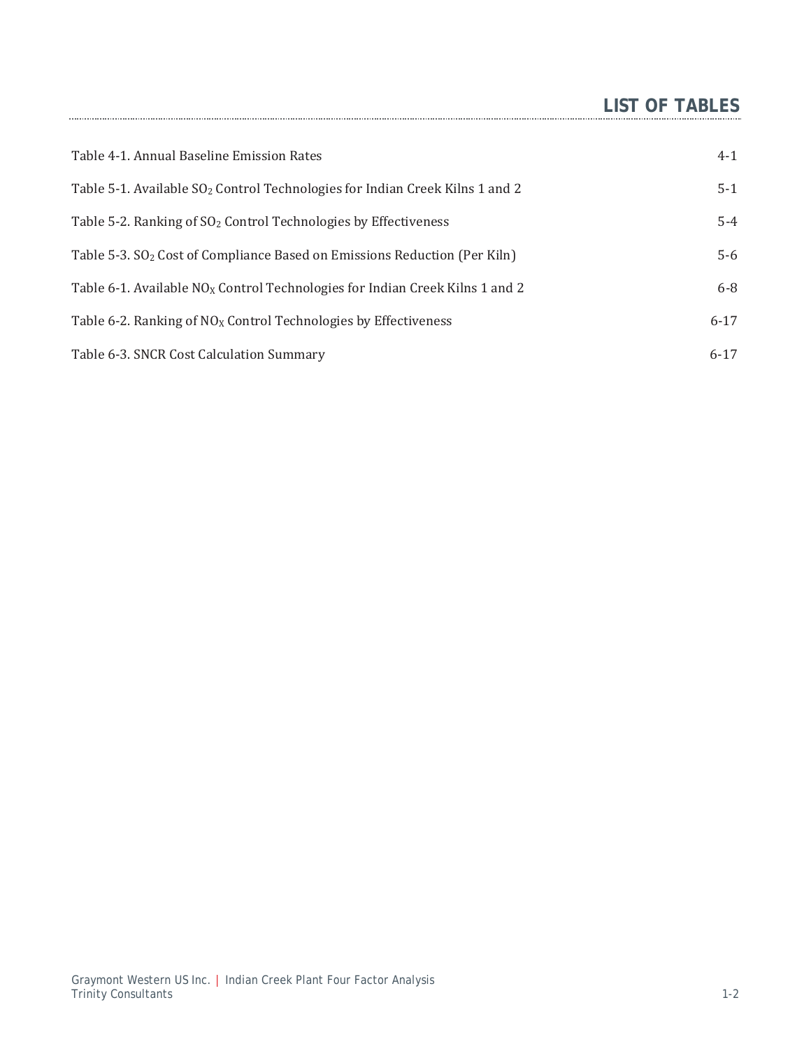# LIST OF TABLES

Table 4-1. Annual Baseline Emission Rates 4-1

Table 5-1. Available $SO_2$ Control Technologies for Indian Creek Kilns 1 and 2 5-1

Table 5-2. Ranking of $SO_2$ Control Technologies by Effectiveness 5-4

Table 5-3. $SO_2$ Cost of Compliance Based on Emissions Reduction (Per Kiln) 5-6

Table 6-1. Available $NO_X$ Control Technologies for Indian Creek Kilns 1 and 2 6-8

Table 6-2. Ranking of $NO_X$ Control Technologies by Effectiveness 6-17

Table 6-3. SNCR Cost Calculation Summary 6-17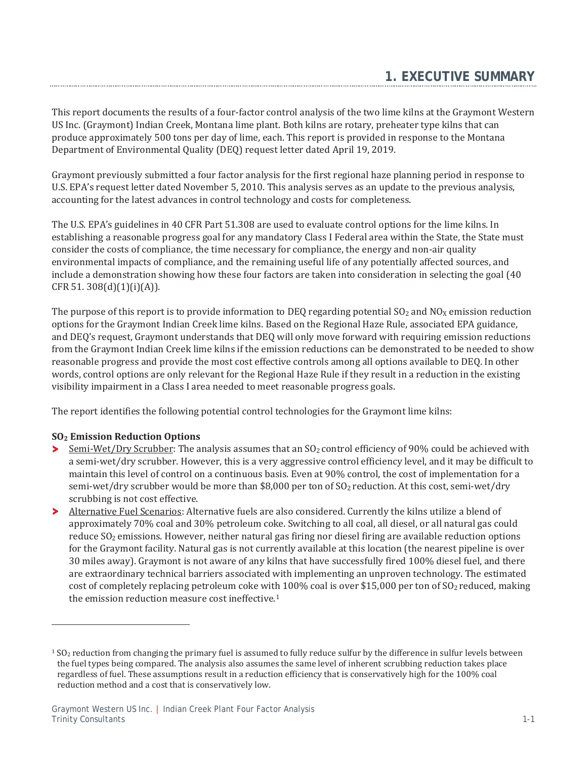# 1. EXECUTIVE SUMMARY

This report documents the results of a four-factor control analysis of the two lime kilns at the Graymont Western US Inc. (Graymont) Indian Creek, Montana lime plant. Both kilns are rotary, preheater type kilns that can produce approximately 500 tons per day of lime, each. This report is provided in response to the Montana Department of Environmental Quality (DEQ) request letter dated April 19, 2019.

Graymont previously submitted a four factor analysis for the first regional haze planning period in response to U.S. EPA's request letter dated November 5, 2010. This analysis serves as an update to the previous analysis, accounting for the latest advances in control technology and costs for completeness.

The U.S. EPA's guidelines in 40 CFR Part 51.308 are used to evaluate control options for the lime kilns. In establishing a reasonable progress goal for any mandatory Class I Federal area within the State, the State must consider the costs of compliance, the time necessary for compliance, the energy and non-air quality environmental impacts of compliance, and the remaining useful life of any potentially affected sources, and include a demonstration showing how these four factors are taken into consideration in selecting the goal (40 CFR 51. 308(d)(1)(i)(A)).

The purpose of this report is to provide information to DEQ regarding potential $SO_2$ and $NO_X$ emission reduction options for the Graymont Indian Creek lime kilns. Based on the Regional Haze Rule, associated EPA guidance, and DEQ's request, Graymont understands that DEQ will only move forward with requiring emission reductions from the Graymont Indian Creek lime kilns if the emission reductions can be demonstrated to be needed to show reasonable progress and provide the most cost effective controls among all options available to DEQ. In other words, control options are only relevant for the Regional Haze Rule if they result in a reduction in the existing visibility impairment in a Class I area needed to meet reasonable progress goals.

The report identifies the following potential control technologies for the Graymont lime kilns:

**$SO_2$ Emission Reduction Options**

- Semi-Wet/Dry Scrubber: The analysis assumes that an $SO_2$ control efficiency of 90% could be achieved with a semi-wet/dry scrubber. However, this is a very aggressive control efficiency level, and it may be difficult to maintain this level of control on a continuous basis. Even at 90% control, the cost of implementation for a semi-wet/dry scrubber would be more than $8,000 per ton of $SO_2$ reduction. At this cost, semi-wet/dry scrubbing is not cost effective.
- Alternative Fuel Scenarios: Alternative fuels are also considered. Currently the kilns utilize a blend of approximately 70% coal and 30% petroleum coke. Switching to all coal, all diesel, or all natural gas could reduce $SO_2$ emissions. However, neither natural gas firing nor diesel firing are available reduction options for the Graymont facility. Natural gas is not currently available at this location (the nearest pipeline is over 30 miles away). Graymont is not aware of any kilns that have successfully fired 100% diesel fuel, and there are extraordinary technical barriers associated with implementing an unproven technology. The estimated cost of completely replacing petroleum coke with 100% coal is over $15,000 per ton of $SO_2$ reduced, making the emission reduction measure cost ineffective.[1]

---

[1] $SO_2$ reduction from changing the primary fuel is assumed to fully reduce sulfur by the difference in sulfur levels between the fuel types being compared. The analysis also assumes the same level of inherent scrubbing reduction takes place regardless of fuel. These assumptions result in a reduction efficiency that is conservatively high for the 100% coal reduction method and a cost that is conservatively low.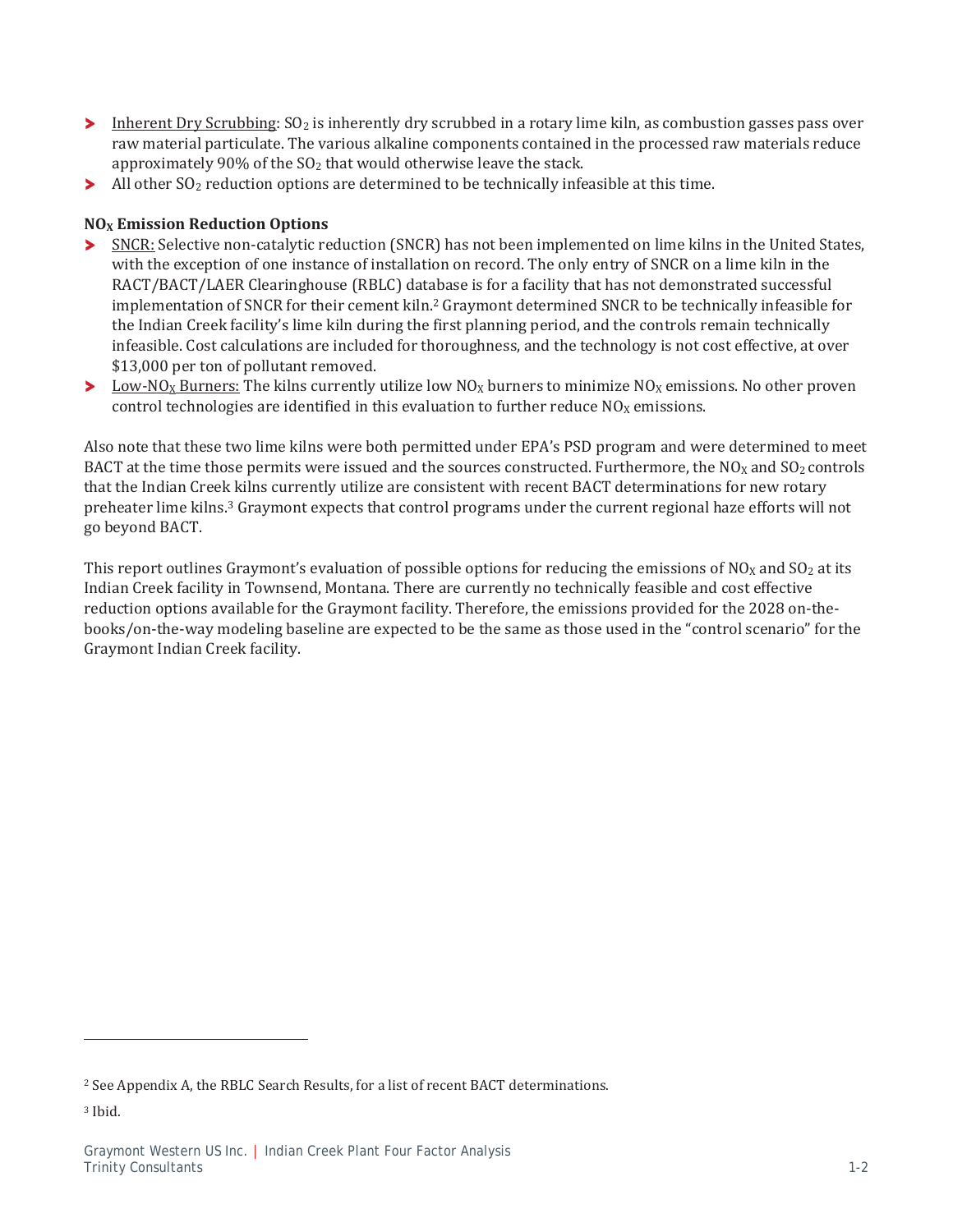- Inherent Dry Scrubbing: $SO_2$ is inherently dry scrubbed in a rotary lime kiln, as combustion gasses pass over raw material particulate. The various alkaline components contained in the processed raw materials reduce approximately 90% of the $SO_2$ that would otherwise leave the stack.
- All other $SO_2$ reduction options are determined to be technically infeasible at this time.

**$NO_X$ Emission Reduction Options**

- SNCR: Selective non-catalytic reduction (SNCR) has not been implemented on lime kilns in the United States, with the exception of one instance of installation on record. The only entry of SNCR on a lime kiln in the RACT/BACT/LAER Clearinghouse (RBLC) database is for a facility that has not demonstrated successful implementation of SNCR for their cement kiln.[2] Graymont determined SNCR to be technically infeasible for the Indian Creek facility's lime kiln during the first planning period, and the controls remain technically infeasible. Cost calculations are included for thoroughness, and the technology is not cost effective, at over $13,000 per ton of pollutant removed.
- Low-$NO_X$ Burners: The kilns currently utilize low $NO_X$ burners to minimize $NO_X$ emissions. No other proven control technologies are identified in this evaluation to further reduce $NO_X$ emissions.

Also note that these two lime kilns were both permitted under EPA's PSD program and were determined to meet BACT at the time those permits were issued and the sources constructed. Furthermore, the $NO_X$ and $SO_2$ controls that the Indian Creek kilns currently utilize are consistent with recent BACT determinations for new rotary preheater lime kilns.[3] Graymont expects that control programs under the current regional haze efforts will not go beyond BACT.

This report outlines Graymont's evaluation of possible options for reducing the emissions of $NO_X$ and $SO_2$ at its Indian Creek facility in Townsend, Montana. There are currently no technically feasible and cost effective reduction options available for the Graymont facility. Therefore, the emissions provided for the 2028 on-the-books/on-the-way modeling baseline are expected to be the same as those used in the "control scenario" for the Graymont Indian Creek facility.

[2] See Appendix A, the RBLC Search Results, for a list of recent BACT determinations.

[3] Ibid.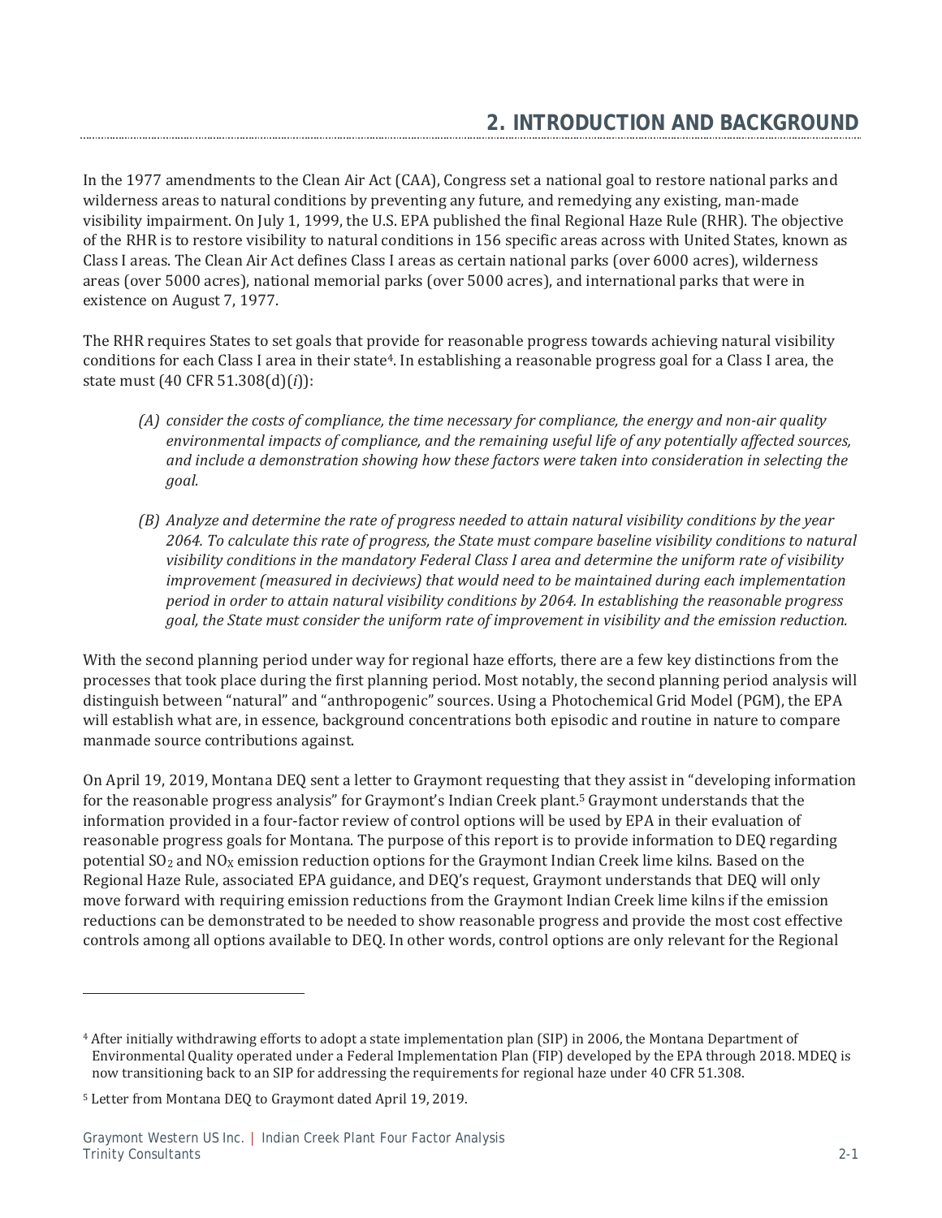# 2. INTRODUCTION AND BACKGROUND

In the 1977 amendments to the Clean Air Act (CAA), Congress set a national goal to restore national parks and wilderness areas to natural conditions by preventing any future, and remedying any existing, man-made visibility impairment. On July 1, 1999, the U.S. EPA published the final Regional Haze Rule (RHR). The objective of the RHR is to restore visibility to natural conditions in 156 specific areas across with United States, known as Class I areas. The Clean Air Act defines Class I areas as certain national parks (over 6000 acres), wilderness areas (over 5000 acres), national memorial parks (over 5000 acres), and international parks that were in existence on August 7, 1977.

The RHR requires States to set goals that provide for reasonable progress towards achieving natural visibility conditions for each Class I area in their state[4]. In establishing a reasonable progress goal for a Class I area, the state must (40 CFR 51.308(d)(*i*)):

> *(A) consider the costs of compliance, the time necessary for compliance, the energy and non-air quality environmental impacts of compliance, and the remaining useful life of any potentially affected sources, and include a demonstration showing how these factors were taken into consideration in selecting the goal.*
>
> *(B) Analyze and determine the rate of progress needed to attain natural visibility conditions by the year 2064. To calculate this rate of progress, the State must compare baseline visibility conditions to natural visibility conditions in the mandatory Federal Class I area and determine the uniform rate of visibility improvement (measured in deciviews) that would need to be maintained during each implementation period in order to attain natural visibility conditions by 2064. In establishing the reasonable progress goal, the State must consider the uniform rate of improvement in visibility and the emission reduction.*

With the second planning period under way for regional haze efforts, there are a few key distinctions from the processes that took place during the first planning period. Most notably, the second planning period analysis will distinguish between "natural" and "anthropogenic" sources. Using a Photochemical Grid Model (PGM), the EPA will establish what are, in essence, background concentrations both episodic and routine in nature to compare manmade source contributions against.

On April 19, 2019, Montana DEQ sent a letter to Graymont requesting that they assist in "developing information for the reasonable progress analysis" for Graymont's Indian Creek plant.[5] Graymont understands that the information provided in a four-factor review of control options will be used by EPA in their evaluation of reasonable progress goals for Montana. The purpose of this report is to provide information to DEQ regarding potential $SO_2$ and $NO_X$ emission reduction options for the Graymont Indian Creek lime kilns. Based on the Regional Haze Rule, associated EPA guidance, and DEQ's request, Graymont understands that DEQ will only move forward with requiring emission reductions from the Graymont Indian Creek lime kilns if the emission reductions can be demonstrated to be needed to show reasonable progress and provide the most cost effective controls among all options available to DEQ. In other words, control options are only relevant for the Regional

---

[4] After initially withdrawing efforts to adopt a state implementation plan (SIP) in 2006, the Montana Department of Environmental Quality operated under a Federal Implementation Plan (FIP) developed by the EPA through 2018. MDEQ is now transitioning back to an SIP for addressing the requirements for regional haze under 40 CFR 51.308.

[5] Letter from Montana DEQ to Graymont dated April 19, 2019.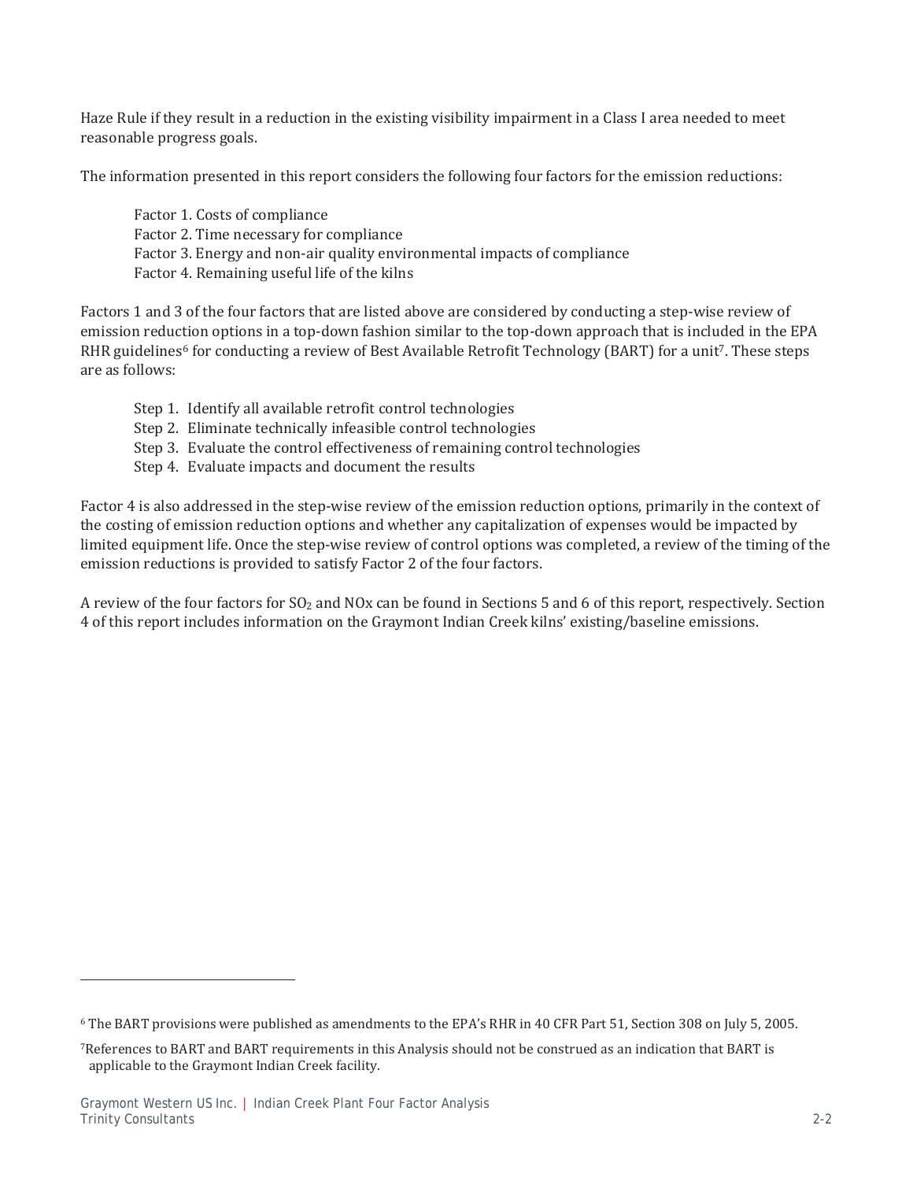Haze Rule if they result in a reduction in the existing visibility impairment in a Class I area needed to meet reasonable progress goals.

The information presented in this report considers the following four factors for the emission reductions:

Factor 1. Costs of compliance
Factor 2. Time necessary for compliance
Factor 3. Energy and non-air quality environmental impacts of compliance
Factor 4. Remaining useful life of the kilns

Factors 1 and 3 of the four factors that are listed above are considered by conducting a step-wise review of emission reduction options in a top-down fashion similar to the top-down approach that is included in the EPA RHR guidelines[6] for conducting a review of Best Available Retrofit Technology (BART) for a unit[7]. These steps are as follows:

Step 1. Identify all available retrofit control technologies
Step 2. Eliminate technically infeasible control technologies
Step 3. Evaluate the control effectiveness of remaining control technologies
Step 4. Evaluate impacts and document the results

Factor 4 is also addressed in the step-wise review of the emission reduction options, primarily in the context of the costing of emission reduction options and whether any capitalization of expenses would be impacted by limited equipment life. Once the step-wise review of control options was completed, a review of the timing of the emission reductions is provided to satisfy Factor 2 of the four factors.

A review of the four factors for $SO_2$ and NOx can be found in Sections 5 and 6 of this report, respectively. Section 4 of this report includes information on the Graymont Indian Creek kilns' existing/baseline emissions.

[6] The BART provisions were published as amendments to the EPA's RHR in 40 CFR Part 51, Section 308 on July 5, 2005.

[7] References to BART and BART requirements in this Analysis should not be construed as an indication that BART is applicable to the Graymont Indian Creek facility.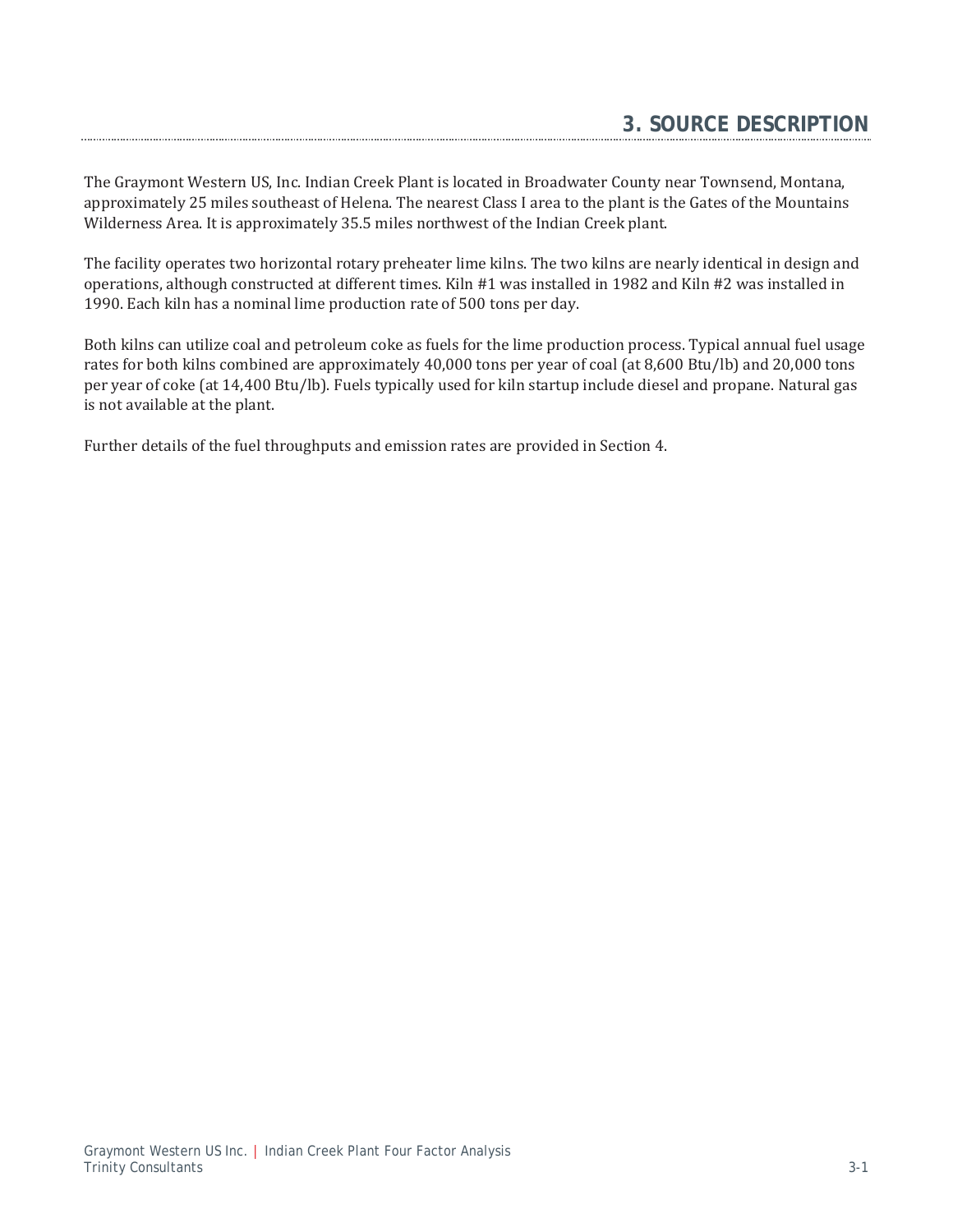# 3. SOURCE DESCRIPTION

The Graymont Western US, Inc. Indian Creek Plant is located in Broadwater County near Townsend, Montana, approximately 25 miles southeast of Helena. The nearest Class I area to the plant is the Gates of the Mountains Wilderness Area. It is approximately 35.5 miles northwest of the Indian Creek plant.

The facility operates two horizontal rotary preheater lime kilns. The two kilns are nearly identical in design and operations, although constructed at different times. Kiln #1 was installed in 1982 and Kiln #2 was installed in 1990. Each kiln has a nominal lime production rate of 500 tons per day.

Both kilns can utilize coal and petroleum coke as fuels for the lime production process. Typical annual fuel usage rates for both kilns combined are approximately 40,000 tons per year of coal (at 8,600 Btu/lb) and 20,000 tons per year of coke (at 14,400 Btu/lb). Fuels typically used for kiln startup include diesel and propane. Natural gas is not available at the plant.

Further details of the fuel throughputs and emission rates are provided in Section 4.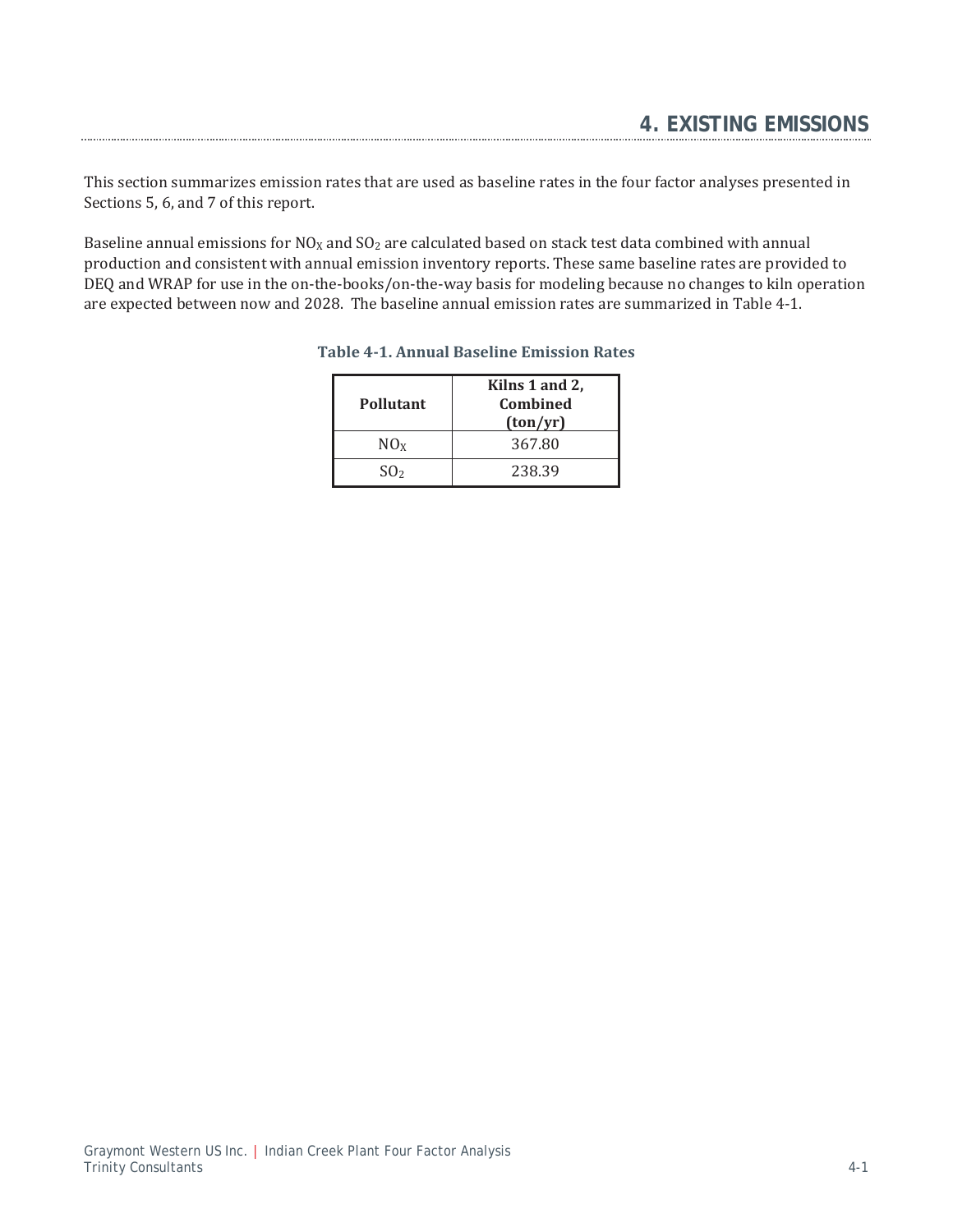# 4. EXISTING EMISSIONS

This section summarizes emission rates that are used as baseline rates in the four factor analyses presented in Sections 5, 6, and 7 of this report.

Baseline annual emissions for $NO_X$ and $SO_2$ are calculated based on stack test data combined with annual production and consistent with annual emission inventory reports. These same baseline rates are provided to DEQ and WRAP for use in the on-the-books/on-the-way basis for modeling because no changes to kiln operation are expected between now and 2028. The baseline annual emission rates are summarized in Table 4-1.

**Table 4-1. Annual Baseline Emission Rates**

| Pollutant | Kilns 1 and 2, Combined (ton/yr) |
|---|---|
| $NO_X$ | 367.80 |
| $SO_2$ | 238.39 |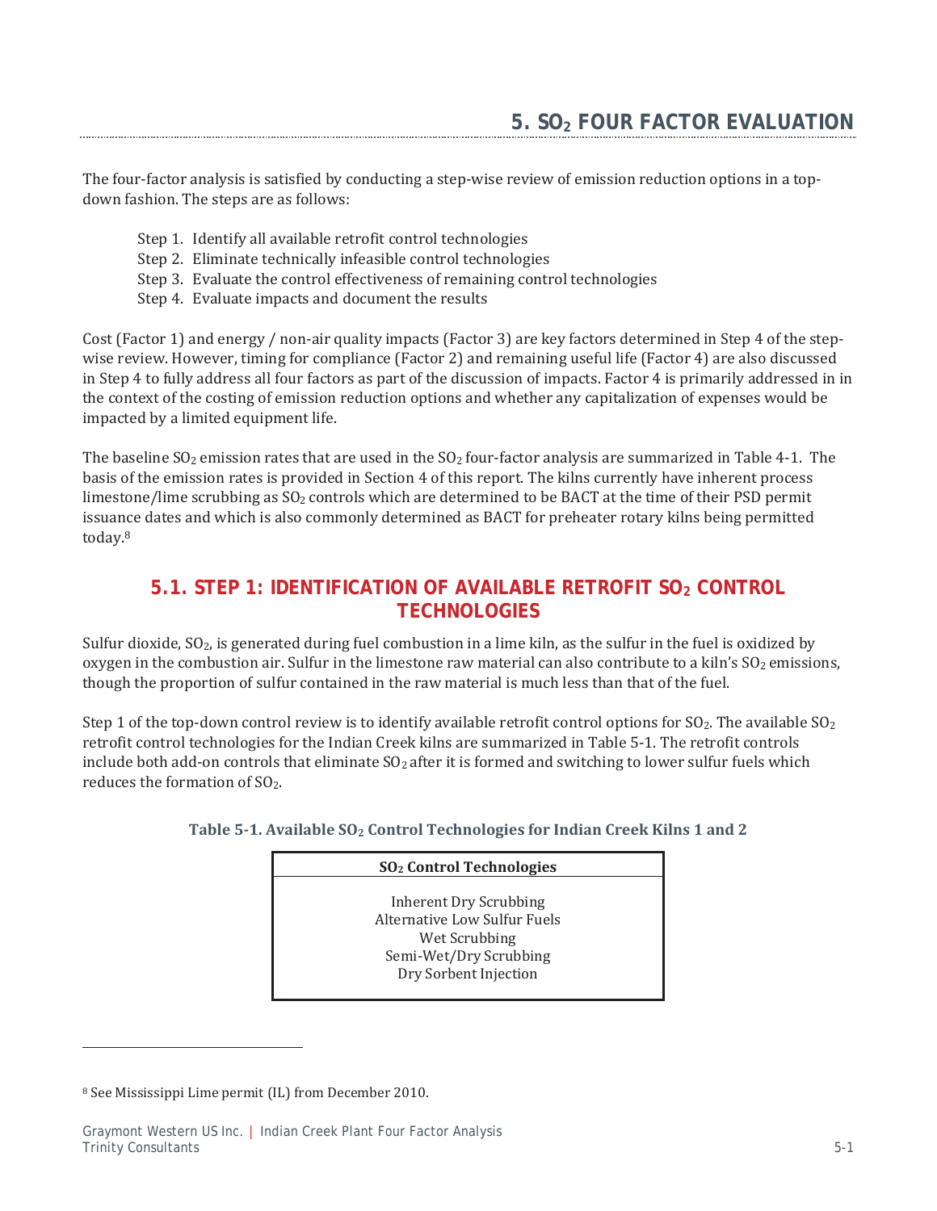# 5. $SO_2$ FOUR FACTOR EVALUATION

The four-factor analysis is satisfied by conducting a step-wise review of emission reduction options in a top-down fashion. The steps are as follows:

- Step 1. Identify all available retrofit control technologies
- Step 2. Eliminate technically infeasible control technologies
- Step 3. Evaluate the control effectiveness of remaining control technologies
- Step 4. Evaluate impacts and document the results

Cost (Factor 1) and energy / non-air quality impacts (Factor 3) are key factors determined in Step 4 of the step-wise review. However, timing for compliance (Factor 2) and remaining useful life (Factor 4) are also discussed in Step 4 to fully address all four factors as part of the discussion of impacts. Factor 4 is primarily addressed in in the context of the costing of emission reduction options and whether any capitalization of expenses would be impacted by a limited equipment life.

The baseline $SO_2$ emission rates that are used in the $SO_2$ four-factor analysis are summarized in Table 4-1. The basis of the emission rates is provided in Section 4 of this report. The kilns currently have inherent process limestone/lime scrubbing as $SO_2$ controls which are determined to be BACT at the time of their PSD permit issuance dates and which is also commonly determined as BACT for preheater rotary kilns being permitted today.[8]

## 5.1. STEP 1: IDENTIFICATION OF AVAILABLE RETROFIT $SO_2$ CONTROL TECHNOLOGIES

Sulfur dioxide, $SO_2$, is generated during fuel combustion in a lime kiln, as the sulfur in the fuel is oxidized by oxygen in the combustion air. Sulfur in the limestone raw material can also contribute to a kiln's $SO_2$ emissions, though the proportion of sulfur contained in the raw material is much less than that of the fuel.

Step 1 of the top-down control review is to identify available retrofit control options for $SO_2$. The available $SO_2$ retrofit control technologies for the Indian Creek kilns are summarized in Table 5-1. The retrofit controls include both add-on controls that eliminate $SO_2$ after it is formed and switching to lower sulfur fuels which reduces the formation of $SO_2$.

**Table 5-1. Available $SO_2$ Control Technologies for Indian Creek Kilns 1 and 2**

| $SO_2$ Control Technologies |
|---|
| Inherent Dry Scrubbing |
| Alternative Low Sulfur Fuels |
| Wet Scrubbing |
| Semi-Wet/Dry Scrubbing |
| Dry Sorbent Injection |

[8] See Mississippi Lime permit (IL) from December 2010.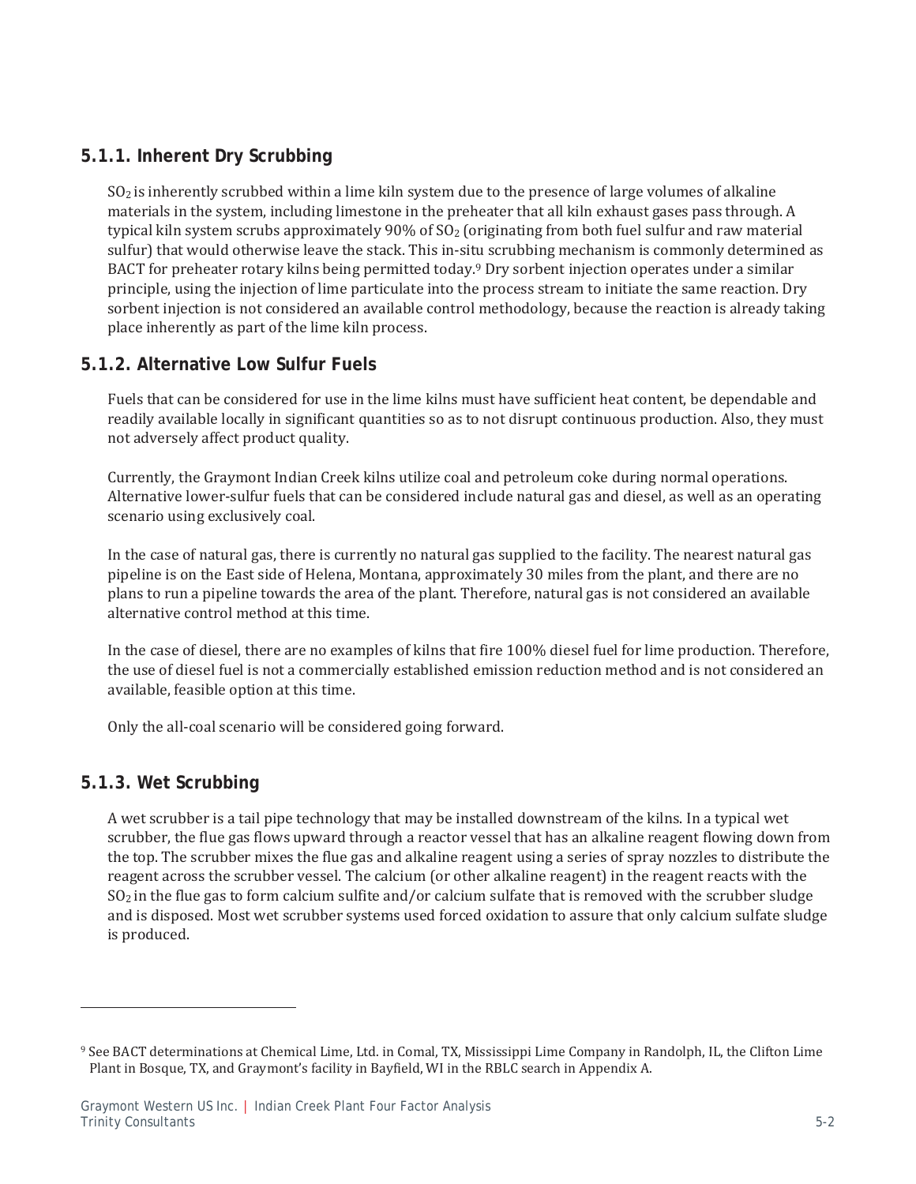### 5.1.1. Inherent Dry Scrubbing

$SO_2$ is inherently scrubbed within a lime kiln system due to the presence of large volumes of alkaline materials in the system, including limestone in the preheater that all kiln exhaust gases pass through. A typical kiln system scrubs approximately 90% of $SO_2$ (originating from both fuel sulfur and raw material sulfur) that would otherwise leave the stack. This in-situ scrubbing mechanism is commonly determined as BACT for preheater rotary kilns being permitted today.[9] Dry sorbent injection operates under a similar principle, using the injection of lime particulate into the process stream to initiate the same reaction. Dry sorbent injection is not considered an available control methodology, because the reaction is already taking place inherently as part of the lime kiln process.

### 5.1.2. Alternative Low Sulfur Fuels

Fuels that can be considered for use in the lime kilns must have sufficient heat content, be dependable and readily available locally in significant quantities so as to not disrupt continuous production. Also, they must not adversely affect product quality.

Currently, the Graymont Indian Creek kilns utilize coal and petroleum coke during normal operations. Alternative lower-sulfur fuels that can be considered include natural gas and diesel, as well as an operating scenario using exclusively coal.

In the case of natural gas, there is currently no natural gas supplied to the facility. The nearest natural gas pipeline is on the East side of Helena, Montana, approximately 30 miles from the plant, and there are no plans to run a pipeline towards the area of the plant. Therefore, natural gas is not considered an available alternative control method at this time.

In the case of diesel, there are no examples of kilns that fire 100% diesel fuel for lime production. Therefore, the use of diesel fuel is not a commercially established emission reduction method and is not considered an available, feasible option at this time.

Only the all-coal scenario will be considered going forward.

### 5.1.3. Wet Scrubbing

A wet scrubber is a tail pipe technology that may be installed downstream of the kilns. In a typical wet scrubber, the flue gas flows upward through a reactor vessel that has an alkaline reagent flowing down from the top. The scrubber mixes the flue gas and alkaline reagent using a series of spray nozzles to distribute the reagent across the scrubber vessel. The calcium (or other alkaline reagent) in the reagent reacts with the $SO_2$ in the flue gas to form calcium sulfite and/or calcium sulfate that is removed with the scrubber sludge and is disposed. Most wet scrubber systems used forced oxidation to assure that only calcium sulfate sludge is produced.

---

[9] See BACT determinations at Chemical Lime, Ltd. in Comal, TX, Mississippi Lime Company in Randolph, IL, the Clifton Lime Plant in Bosque, TX, and Graymont's facility in Bayfield, WI in the RBLC search in Appendix A.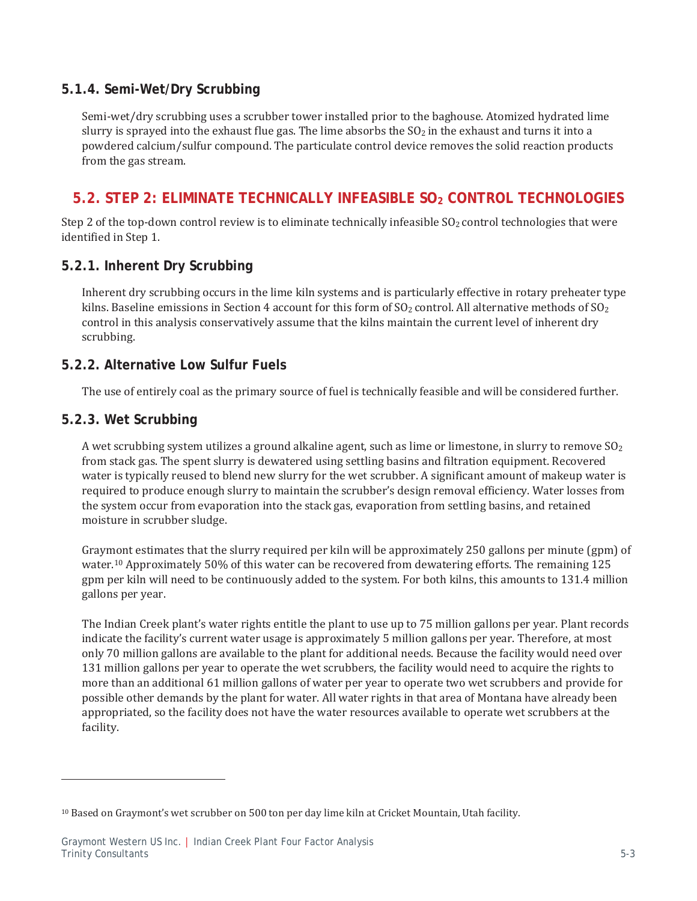### 5.1.4. Semi-Wet/Dry Scrubbing

Semi-wet/dry scrubbing uses a scrubber tower installed prior to the baghouse. Atomized hydrated lime slurry is sprayed into the exhaust flue gas. The lime absorbs the $SO_2$ in the exhaust and turns it into a powdered calcium/sulfur compound. The particulate control device removes the solid reaction products from the gas stream.

## 5.2. STEP 2: ELIMINATE TECHNICALLY INFEASIBLE $SO_2$ CONTROL TECHNOLOGIES

Step 2 of the top-down control review is to eliminate technically infeasible $SO_2$ control technologies that were identified in Step 1.

### 5.2.1. Inherent Dry Scrubbing

Inherent dry scrubbing occurs in the lime kiln systems and is particularly effective in rotary preheater type kilns. Baseline emissions in Section 4 account for this form of $SO_2$ control. All alternative methods of $SO_2$ control in this analysis conservatively assume that the kilns maintain the current level of inherent dry scrubbing.

### 5.2.2. Alternative Low Sulfur Fuels

The use of entirely coal as the primary source of fuel is technically feasible and will be considered further.

### 5.2.3. Wet Scrubbing

A wet scrubbing system utilizes a ground alkaline agent, such as lime or limestone, in slurry to remove $SO_2$ from stack gas. The spent slurry is dewatered using settling basins and filtration equipment. Recovered water is typically reused to blend new slurry for the wet scrubber. A significant amount of makeup water is required to produce enough slurry to maintain the scrubber's design removal efficiency. Water losses from the system occur from evaporation into the stack gas, evaporation from settling basins, and retained moisture in scrubber sludge.

Graymont estimates that the slurry required per kiln will be approximately 250 gallons per minute (gpm) of water.[10] Approximately 50% of this water can be recovered from dewatering efforts. The remaining 125 gpm per kiln will need to be continuously added to the system. For both kilns, this amounts to 131.4 million gallons per year.

The Indian Creek plant's water rights entitle the plant to use up to 75 million gallons per year. Plant records indicate the facility's current water usage is approximately 5 million gallons per year. Therefore, at most only 70 million gallons are available to the plant for additional needs. Because the facility would need over 131 million gallons per year to operate the wet scrubbers, the facility would need to acquire the rights to more than an additional 61 million gallons of water per year to operate two wet scrubbers and provide for possible other demands by the plant for water. All water rights in that area of Montana have already been appropriated, so the facility does not have the water resources available to operate wet scrubbers at the facility.

---

[10] Based on Graymont's wet scrubber on 500 ton per day lime kiln at Cricket Mountain, Utah facility.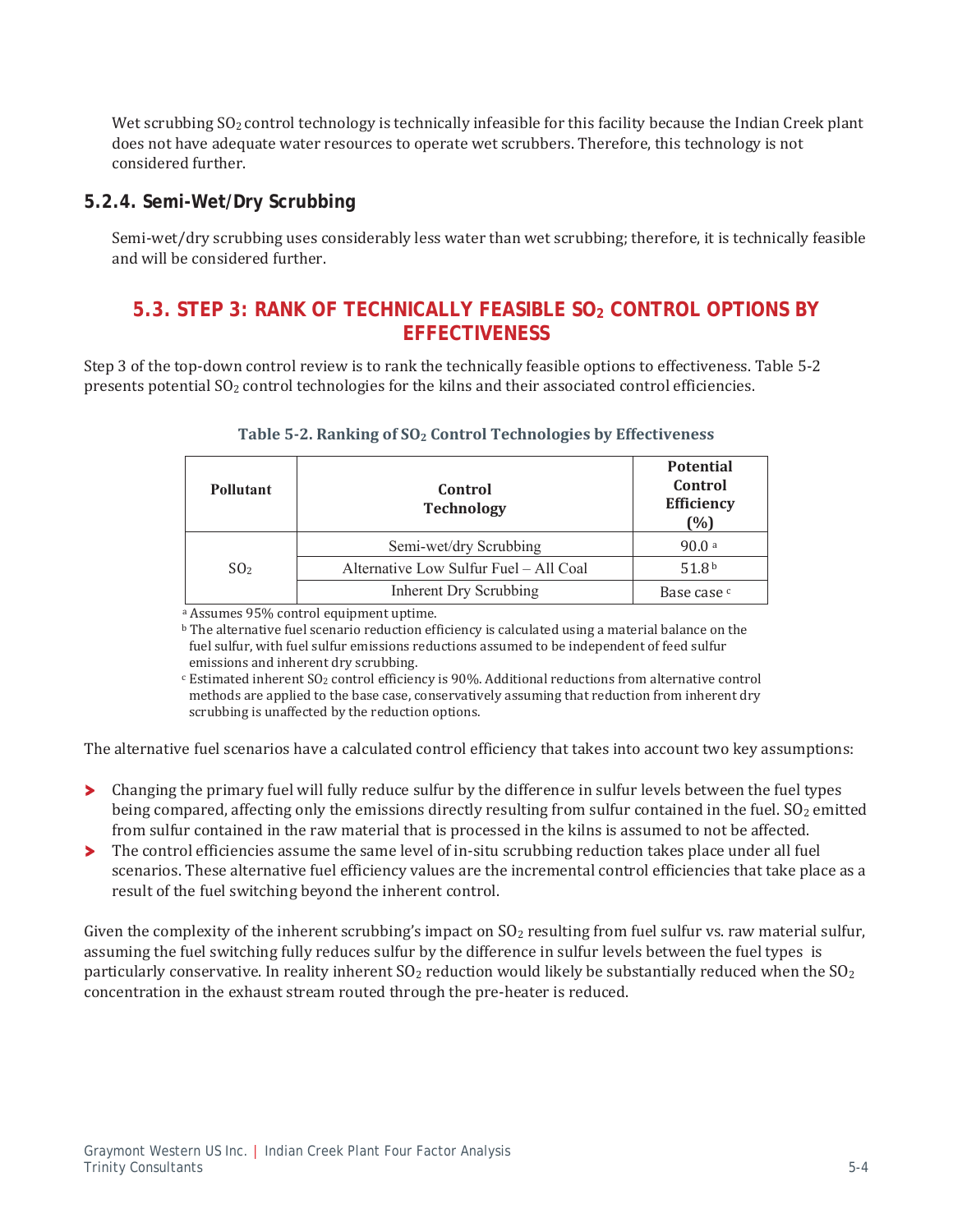Wet scrubbing $SO_2$ control technology is technically infeasible for this facility because the Indian Creek plant does not have adequate water resources to operate wet scrubbers. Therefore, this technology is not considered further.

### 5.2.4. Semi-Wet/Dry Scrubbing

Semi-wet/dry scrubbing uses considerably less water than wet scrubbing; therefore, it is technically feasible and will be considered further.

## 5.3. STEP 3: RANK OF TECHNICALLY FEASIBLE $SO_2$ CONTROL OPTIONS BY EFFECTIVENESS

Step 3 of the top-down control review is to rank the technically feasible options to effectiveness. Table 5-2 presents potential $SO_2$ control technologies for the kilns and their associated control efficiencies.

**Table 5-2. Ranking of $SO_2$ Control Technologies by Effectiveness**

| Pollutant | Control Technology | Potential Control Efficiency (%) |
|---|---|---|
| $SO_2$ | Semi-wet/dry Scrubbing | 90.0 [a] |
| | Alternative Low Sulfur Fuel – All Coal | 51.8 [b] |
| | Inherent Dry Scrubbing | Base case [c] |

[a] Assumes 95% control equipment uptime.
[b] The alternative fuel scenario reduction efficiency is calculated using a material balance on the fuel sulfur, with fuel sulfur emissions reductions assumed to be independent of feed sulfur emissions and inherent dry scrubbing.
[c] Estimated inherent $SO_2$ control efficiency is 90%. Additional reductions from alternative control methods are applied to the base case, conservatively assuming that reduction from inherent dry scrubbing is unaffected by the reduction options.

The alternative fuel scenarios have a calculated control efficiency that takes into account two key assumptions:

- Changing the primary fuel will fully reduce sulfur by the difference in sulfur levels between the fuel types being compared, affecting only the emissions directly resulting from sulfur contained in the fuel. $SO_2$ emitted from sulfur contained in the raw material that is processed in the kilns is assumed to not be affected.
- The control efficiencies assume the same level of in-situ scrubbing reduction takes place under all fuel scenarios. These alternative fuel efficiency values are the incremental control efficiencies that take place as a result of the fuel switching beyond the inherent control.

Given the complexity of the inherent scrubbing's impact on $SO_2$ resulting from fuel sulfur vs. raw material sulfur, assuming the fuel switching fully reduces sulfur by the difference in sulfur levels between the fuel types is particularly conservative. In reality inherent $SO_2$ reduction would likely be substantially reduced when the $SO_2$ concentration in the exhaust stream routed through the pre-heater is reduced.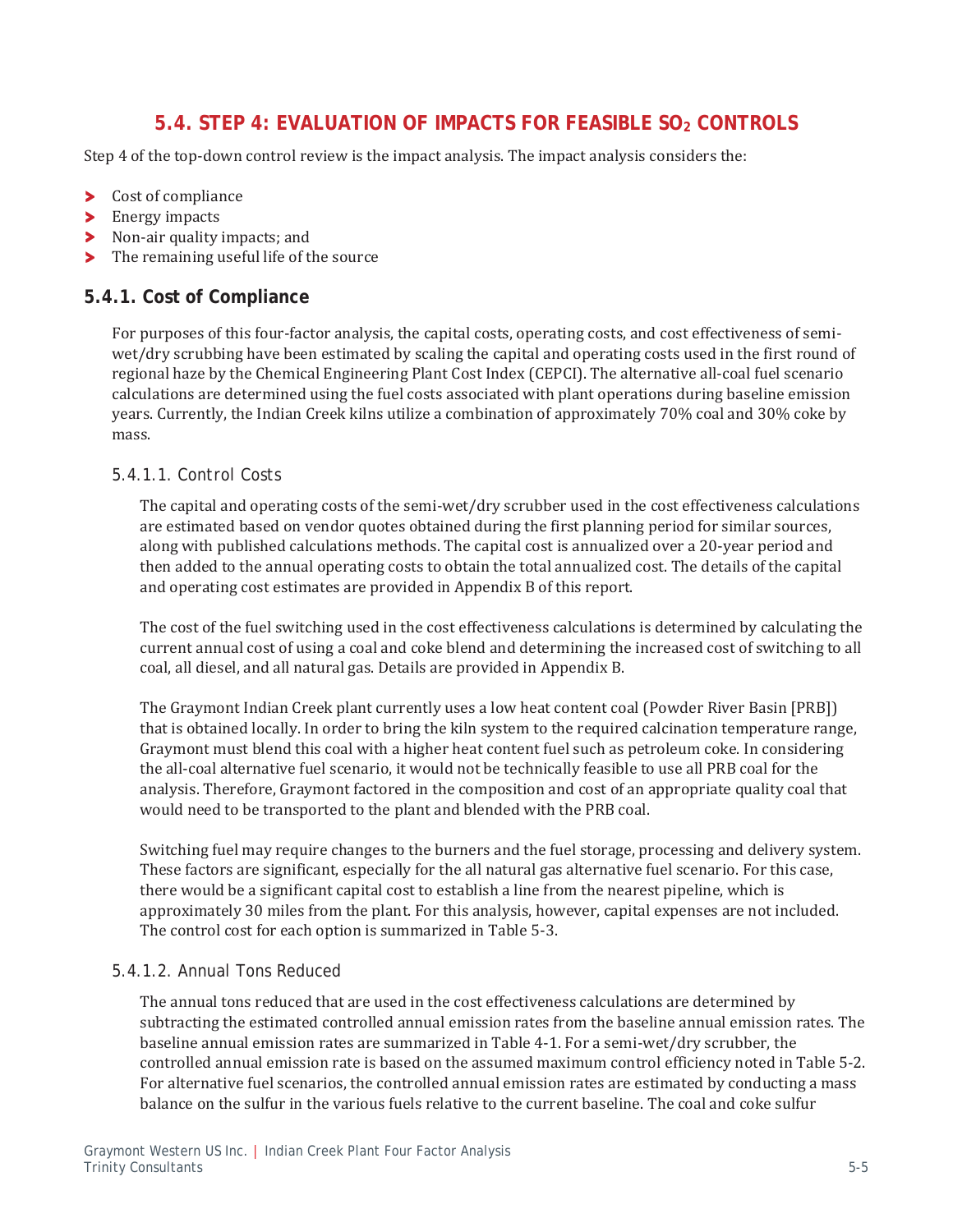## 5.4. STEP 4: EVALUATION OF IMPACTS FOR FEASIBLE $SO_2$ CONTROLS

Step 4 of the top-down control review is the impact analysis. The impact analysis considers the:

- Cost of compliance
- Energy impacts
- Non-air quality impacts; and
- The remaining useful life of the source

### 5.4.1. Cost of Compliance

For purposes of this four-factor analysis, the capital costs, operating costs, and cost effectiveness of semi-wet/dry scrubbing have been estimated by scaling the capital and operating costs used in the first round of regional haze by the Chemical Engineering Plant Cost Index (CEPCI). The alternative all-coal fuel scenario calculations are determined using the fuel costs associated with plant operations during baseline emission years. Currently, the Indian Creek kilns utilize a combination of approximately 70% coal and 30% coke by mass.

#### 5.4.1.1. Control Costs

The capital and operating costs of the semi-wet/dry scrubber used in the cost effectiveness calculations are estimated based on vendor quotes obtained during the first planning period for similar sources, along with published calculations methods. The capital cost is annualized over a 20-year period and then added to the annual operating costs to obtain the total annualized cost. The details of the capital and operating cost estimates are provided in Appendix B of this report.

The cost of the fuel switching used in the cost effectiveness calculations is determined by calculating the current annual cost of using a coal and coke blend and determining the increased cost of switching to all coal, all diesel, and all natural gas. Details are provided in Appendix B.

The Graymont Indian Creek plant currently uses a low heat content coal (Powder River Basin [PRB]) that is obtained locally. In order to bring the kiln system to the required calcination temperature range, Graymont must blend this coal with a higher heat content fuel such as petroleum coke. In considering the all-coal alternative fuel scenario, it would not be technically feasible to use all PRB coal for the analysis. Therefore, Graymont factored in the composition and cost of an appropriate quality coal that would need to be transported to the plant and blended with the PRB coal.

Switching fuel may require changes to the burners and the fuel storage, processing and delivery system. These factors are significant, especially for the all natural gas alternative fuel scenario. For this case, there would be a significant capital cost to establish a line from the nearest pipeline, which is approximately 30 miles from the plant. For this analysis, however, capital expenses are not included. The control cost for each option is summarized in Table 5-3.

#### 5.4.1.2. Annual Tons Reduced

The annual tons reduced that are used in the cost effectiveness calculations are determined by subtracting the estimated controlled annual emission rates from the baseline annual emission rates. The baseline annual emission rates are summarized in Table 4-1. For a semi-wet/dry scrubber, the controlled annual emission rate is based on the assumed maximum control efficiency noted in Table 5-2. For alternative fuel scenarios, the controlled annual emission rates are estimated by conducting a mass balance on the sulfur in the various fuels relative to the current baseline. The coal and coke sulfur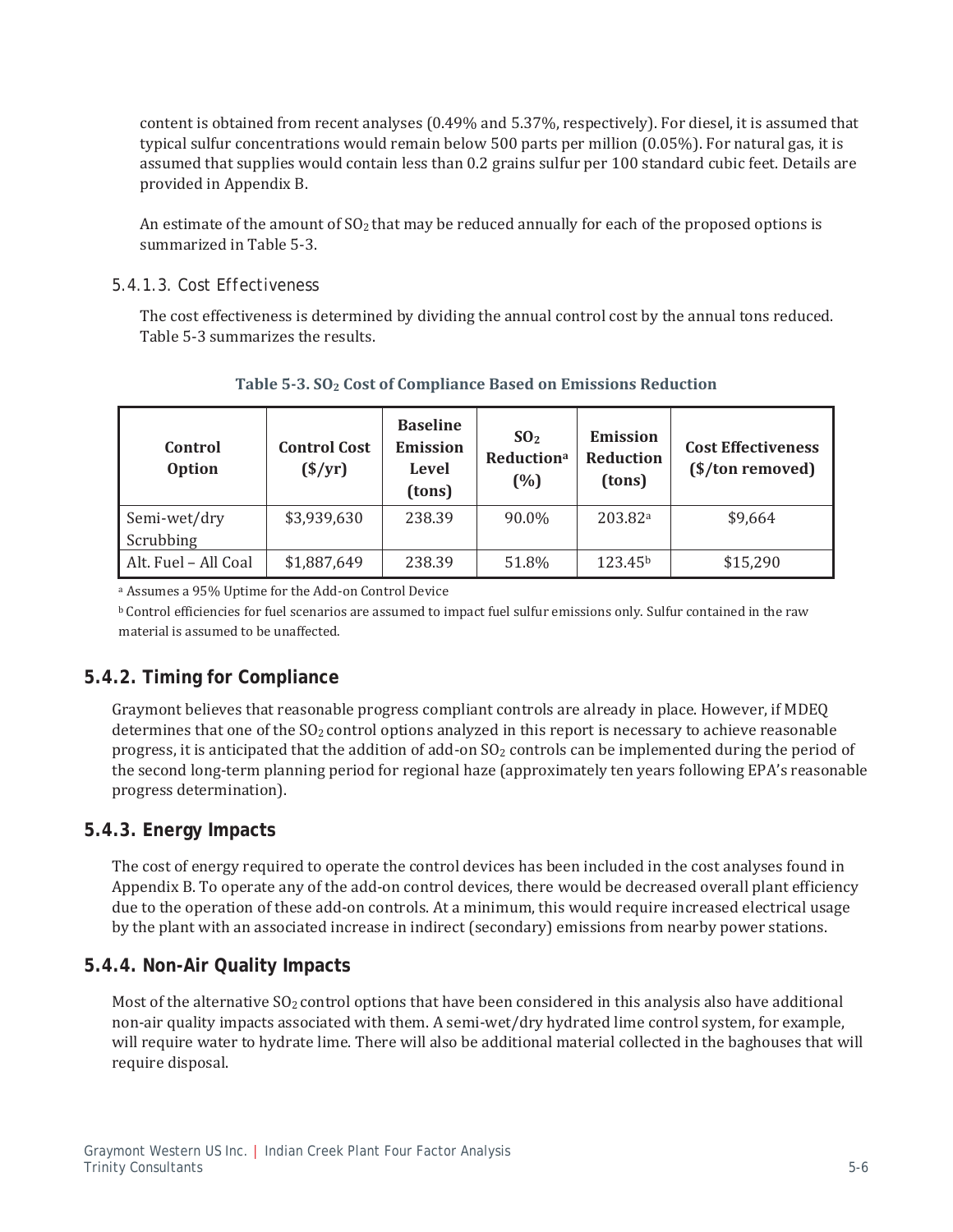content is obtained from recent analyses (0.49% and 5.37%, respectively). For diesel, it is assumed that typical sulfur concentrations would remain below 500 parts per million (0.05%). For natural gas, it is assumed that supplies would contain less than 0.2 grains sulfur per 100 standard cubic feet. Details are provided in Appendix B.

An estimate of the amount of $SO_2$ that may be reduced annually for each of the proposed options is summarized in Table 5-3.

#### 5.4.1.3. Cost Effectiveness

The cost effectiveness is determined by dividing the annual control cost by the annual tons reduced. Table 5-3 summarizes the results.

**Table 5-3. $SO_2$ Cost of Compliance Based on Emissions Reduction**

| Control Option | Control Cost ($/yr) | Baseline Emission Level (tons) | $SO_2$ Reduction[a] (%) | Emission Reduction (tons) | Cost Effectiveness ($/ton removed) |
|---|---|---|---|---|---|
| Semi-wet/dry Scrubbing | $3,939,630 | 238.39 | 90.0% | 203.82[a] | $9,664 |
| Alt. Fuel – All Coal | $1,887,649 | 238.39 | 51.8% | 123.45[b] | $15,290 |

[a] Assumes a 95% Uptime for the Add-on Control Device

[b] Control efficiencies for fuel scenarios are assumed to impact fuel sulfur emissions only. Sulfur contained in the raw material is assumed to be unaffected.

### 5.4.2. Timing for Compliance

Graymont believes that reasonable progress compliant controls are already in place. However, if MDEQ determines that one of the $SO_2$ control options analyzed in this report is necessary to achieve reasonable progress, it is anticipated that the addition of add-on $SO_2$ controls can be implemented during the period of the second long-term planning period for regional haze (approximately ten years following EPA's reasonable progress determination).

### 5.4.3. Energy Impacts

The cost of energy required to operate the control devices has been included in the cost analyses found in Appendix B. To operate any of the add-on control devices, there would be decreased overall plant efficiency due to the operation of these add-on controls. At a minimum, this would require increased electrical usage by the plant with an associated increase in indirect (secondary) emissions from nearby power stations.

### 5.4.4. Non-Air Quality Impacts

Most of the alternative $SO_2$ control options that have been considered in this analysis also have additional non-air quality impacts associated with them. A semi-wet/dry hydrated lime control system, for example, will require water to hydrate lime. There will also be additional material collected in the baghouses that will require disposal.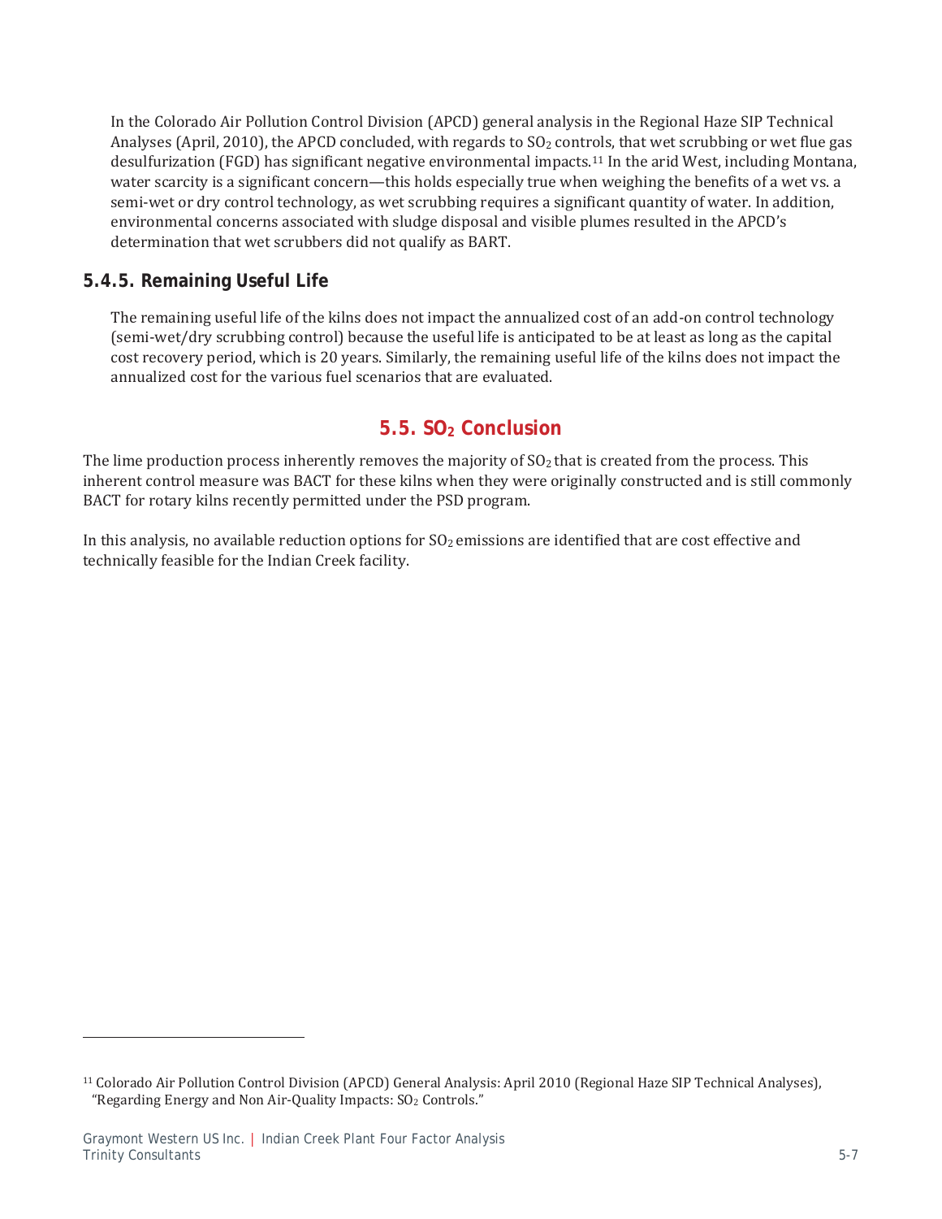In the Colorado Air Pollution Control Division (APCD) general analysis in the Regional Haze SIP Technical Analyses (April, 2010), the APCD concluded, with regards to $SO_2$ controls, that wet scrubbing or wet flue gas desulfurization (FGD) has significant negative environmental impacts.[11] In the arid West, including Montana, water scarcity is a significant concern—this holds especially true when weighing the benefits of a wet vs. a semi-wet or dry control technology, as wet scrubbing requires a significant quantity of water. In addition, environmental concerns associated with sludge disposal and visible plumes resulted in the APCD's determination that wet scrubbers did not qualify as BART.

### 5.4.5. Remaining Useful Life

The remaining useful life of the kilns does not impact the annualized cost of an add-on control technology (semi-wet/dry scrubbing control) because the useful life is anticipated to be at least as long as the capital cost recovery period, which is 20 years. Similarly, the remaining useful life of the kilns does not impact the annualized cost for the various fuel scenarios that are evaluated.

## 5.5. $SO_2$ Conclusion

The lime production process inherently removes the majority of $SO_2$ that is created from the process. This inherent control measure was BACT for these kilns when they were originally constructed and is still commonly BACT for rotary kilns recently permitted under the PSD program.

In this analysis, no available reduction options for $SO_2$ emissions are identified that are cost effective and technically feasible for the Indian Creek facility.

---

[11] Colorado Air Pollution Control Division (APCD) General Analysis: April 2010 (Regional Haze SIP Technical Analyses), "Regarding Energy and Non Air-Quality Impacts: $SO_2$ Controls."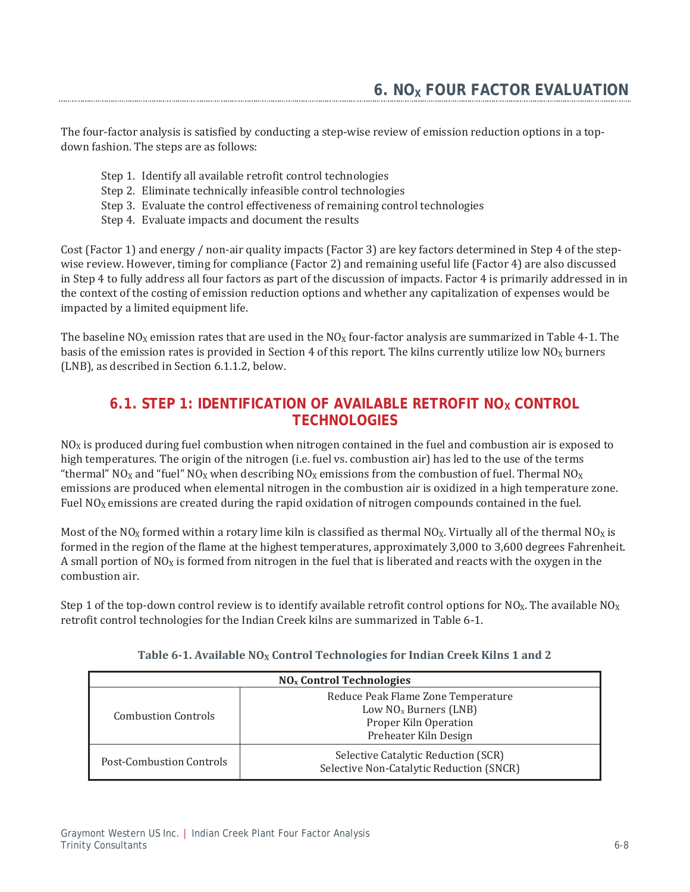# 6. $NO_X$ FOUR FACTOR EVALUATION

The four-factor analysis is satisfied by conducting a step-wise review of emission reduction options in a top-down fashion. The steps are as follows:

- Step 1. Identify all available retrofit control technologies
- Step 2. Eliminate technically infeasible control technologies
- Step 3. Evaluate the control effectiveness of remaining control technologies
- Step 4. Evaluate impacts and document the results

Cost (Factor 1) and energy / non-air quality impacts (Factor 3) are key factors determined in Step 4 of the step-wise review. However, timing for compliance (Factor 2) and remaining useful life (Factor 4) are also discussed in Step 4 to fully address all four factors as part of the discussion of impacts. Factor 4 is primarily addressed in in the context of the costing of emission reduction options and whether any capitalization of expenses would be impacted by a limited equipment life.

The baseline $NO_X$ emission rates that are used in the $NO_X$ four-factor analysis are summarized in Table 4-1. The basis of the emission rates is provided in Section 4 of this report. The kilns currently utilize low $NO_X$ burners (LNB), as described in Section 6.1.1.2, below.

## 6.1. STEP 1: IDENTIFICATION OF AVAILABLE RETROFIT $NO_X$ CONTROL TECHNOLOGIES

$NO_X$ is produced during fuel combustion when nitrogen contained in the fuel and combustion air is exposed to high temperatures. The origin of the nitrogen (i.e. fuel vs. combustion air) has led to the use of the terms "thermal" $NO_X$ and "fuel" $NO_X$ when describing $NO_X$ emissions from the combustion of fuel. Thermal $NO_X$ emissions are produced when elemental nitrogen in the combustion air is oxidized in a high temperature zone. Fuel $NO_X$ emissions are created during the rapid oxidation of nitrogen compounds contained in the fuel.

Most of the $NO_X$ formed within a rotary lime kiln is classified as thermal $NO_X$. Virtually all of the thermal $NO_X$ is formed in the region of the flame at the highest temperatures, approximately 3,000 to 3,600 degrees Fahrenheit. A small portion of $NO_X$ is formed from nitrogen in the fuel that is liberated and reacts with the oxygen in the combustion air.

Step 1 of the top-down control review is to identify available retrofit control options for $NO_X$. The available $NO_X$ retrofit control technologies for the Indian Creek kilns are summarized in Table 6-1.

**Table 6-1. Available $NO_X$ Control Technologies for Indian Creek Kilns 1 and 2**

| $NO_x$ Control Technologies | |
|---|---|
| Combustion Controls | Reduce Peak Flame Zone Temperature<br>Low $NO_x$ Burners (LNB)<br>Proper Kiln Operation<br>Preheater Kiln Design |
| Post-Combustion Controls | Selective Catalytic Reduction (SCR)<br>Selective Non-Catalytic Reduction (SNCR) |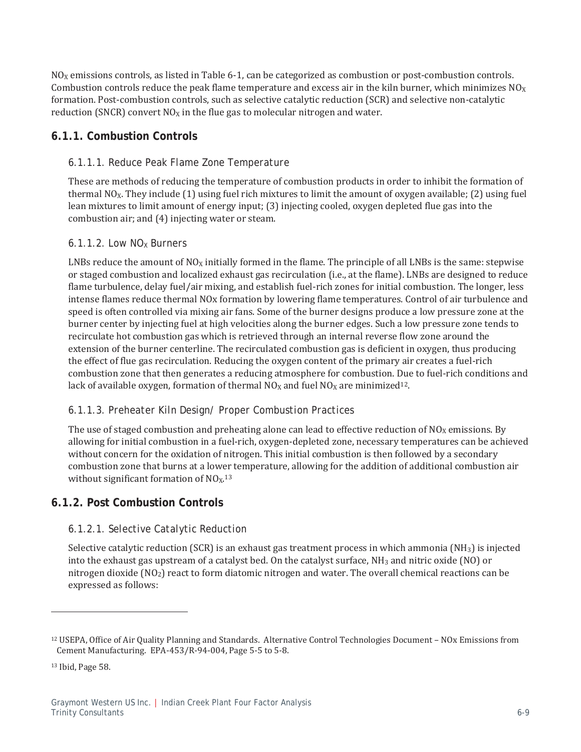$NO_X$ emissions controls, as listed in Table 6-1, can be categorized as combustion or post-combustion controls. Combustion controls reduce the peak flame temperature and excess air in the kiln burner, which minimizes $NO_X$ formation. Post-combustion controls, such as selective catalytic reduction (SCR) and selective non-catalytic reduction (SNCR) convert $NO_X$ in the flue gas to molecular nitrogen and water.

### 6.1.1. Combustion Controls

#### 6.1.1.1. Reduce Peak Flame Zone Temperature

These are methods of reducing the temperature of combustion products in order to inhibit the formation of thermal $NO_X$. They include (1) using fuel rich mixtures to limit the amount of oxygen available; (2) using fuel lean mixtures to limit amount of energy input; (3) injecting cooled, oxygen depleted flue gas into the combustion air; and (4) injecting water or steam.

#### 6.1.1.2. Low $NO_X$ Burners

LNBs reduce the amount of $NO_X$ initially formed in the flame. The principle of all LNBs is the same: stepwise or staged combustion and localized exhaust gas recirculation (i.e., at the flame). LNBs are designed to reduce flame turbulence, delay fuel/air mixing, and establish fuel-rich zones for initial combustion. The longer, less intense flames reduce thermal NOx formation by lowering flame temperatures. Control of air turbulence and speed is often controlled via mixing air fans. Some of the burner designs produce a low pressure zone at the burner center by injecting fuel at high velocities along the burner edges. Such a low pressure zone tends to recirculate hot combustion gas which is retrieved through an internal reverse flow zone around the extension of the burner centerline. The recirculated combustion gas is deficient in oxygen, thus producing the effect of flue gas recirculation. Reducing the oxygen content of the primary air creates a fuel-rich combustion zone that then generates a reducing atmosphere for combustion. Due to fuel-rich conditions and lack of available oxygen, formation of thermal $NO_X$ and fuel $NO_X$ are minimized[12].

#### 6.1.1.3. Preheater Kiln Design/ Proper Combustion Practices

The use of staged combustion and preheating alone can lead to effective reduction of $NO_X$ emissions. By allowing for initial combustion in a fuel-rich, oxygen-depleted zone, necessary temperatures can be achieved without concern for the oxidation of nitrogen. This initial combustion is then followed by a secondary combustion zone that burns at a lower temperature, allowing for the addition of additional combustion air without significant formation of $NO_X$.[13]

### 6.1.2. Post Combustion Controls

#### 6.1.2.1. Selective Catalytic Reduction

Selective catalytic reduction (SCR) is an exhaust gas treatment process in which ammonia ($NH_3$) is injected into the exhaust gas upstream of a catalyst bed. On the catalyst surface, $NH_3$ and nitric oxide (NO) or nitrogen dioxide ($NO_2$) react to form diatomic nitrogen and water. The overall chemical reactions can be expressed as follows:

---

[12] USEPA, Office of Air Quality Planning and Standards. Alternative Control Technologies Document – NOx Emissions from Cement Manufacturing. EPA-453/R-94-004, Page 5-5 to 5-8.

[13] Ibid, Page 58.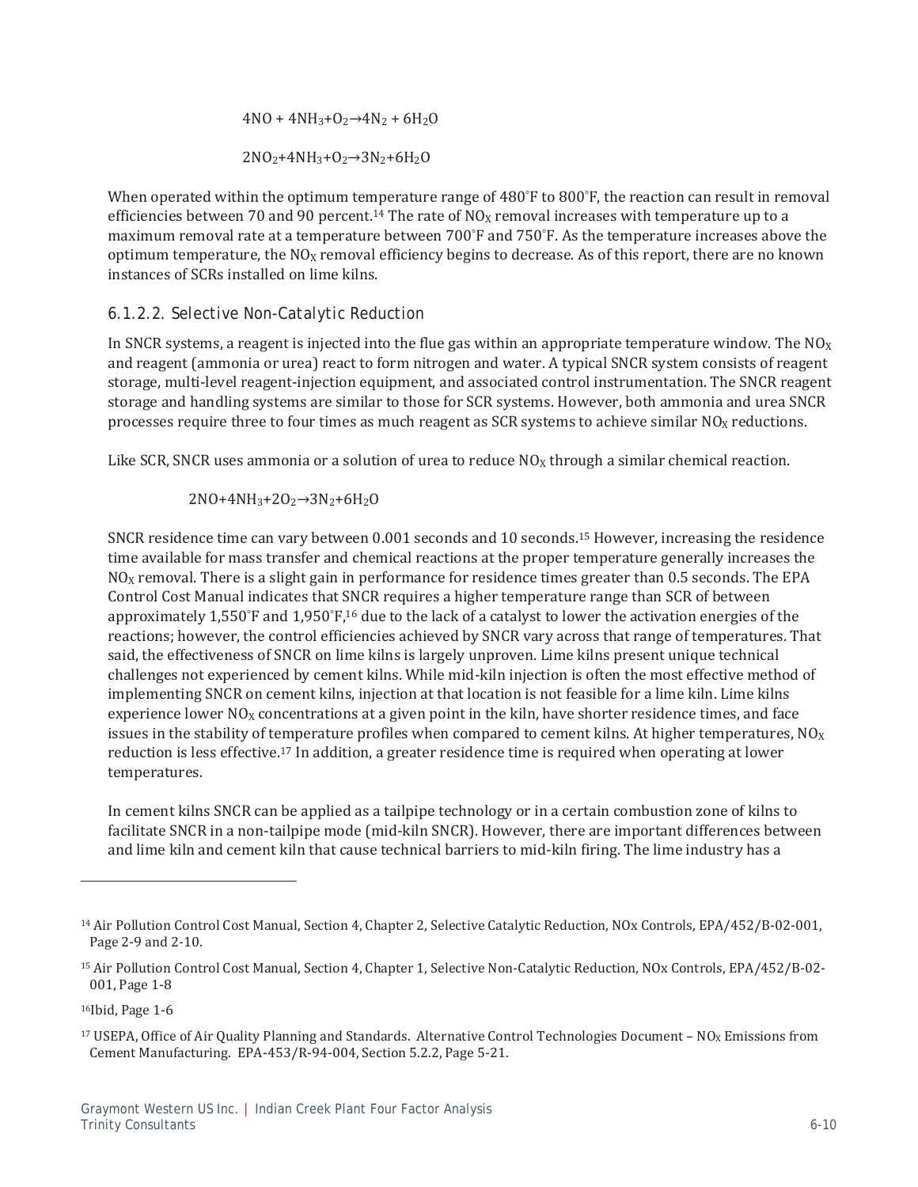$$4NO + 4NH_3 + O_2 \rightarrow 4N_2 + 6H_2O$$

$$2NO_2 + 4NH_3 + O_2 \rightarrow 3N_2 + 6H_2O$$

When operated within the optimum temperature range of 480˚F to 800˚F, the reaction can result in removal efficiencies between 70 and 90 percent.[14] The rate of $NO_X$ removal increases with temperature up to a maximum removal rate at a temperature between 700˚F and 750˚F. As the temperature increases above the optimum temperature, the $NO_X$ removal efficiency begins to decrease. As of this report, there are no known instances of SCRs installed on lime kilns.

#### 6.1.2.2. Selective Non-Catalytic Reduction

In SNCR systems, a reagent is injected into the flue gas within an appropriate temperature window. The $NO_X$ and reagent (ammonia or urea) react to form nitrogen and water. A typical SNCR system consists of reagent storage, multi-level reagent-injection equipment, and associated control instrumentation. The SNCR reagent storage and handling systems are similar to those for SCR systems. However, both ammonia and urea SNCR processes require three to four times as much reagent as SCR systems to achieve similar $NO_X$ reductions.

Like SCR, SNCR uses ammonia or a solution of urea to reduce $NO_X$ through a similar chemical reaction.

$$2NO + 4NH_3 + 2O_2 \rightarrow 3N_2 + 6H_2O$$

SNCR residence time can vary between 0.001 seconds and 10 seconds.[15] However, increasing the residence time available for mass transfer and chemical reactions at the proper temperature generally increases the $NO_X$ removal. There is a slight gain in performance for residence times greater than 0.5 seconds. The EPA Control Cost Manual indicates that SNCR requires a higher temperature range than SCR of between approximately 1,550˚F and 1,950˚F,[16] due to the lack of a catalyst to lower the activation energies of the reactions; however, the control efficiencies achieved by SNCR vary across that range of temperatures. That said, the effectiveness of SNCR on lime kilns is largely unproven. Lime kilns present unique technical challenges not experienced by cement kilns. While mid-kiln injection is often the most effective method of implementing SNCR on cement kilns, injection at that location is not feasible for a lime kiln. Lime kilns experience lower $NO_X$ concentrations at a given point in the kiln, have shorter residence times, and face issues in the stability of temperature profiles when compared to cement kilns. At higher temperatures, $NO_X$ reduction is less effective.[17] In addition, a greater residence time is required when operating at lower temperatures.

In cement kilns SNCR can be applied as a tailpipe technology or in a certain combustion zone of kilns to facilitate SNCR in a non-tailpipe mode (mid-kiln SNCR). However, there are important differences between and lime kiln and cement kiln that cause technical barriers to mid-kiln firing. The lime industry has a

---

[14] Air Pollution Control Cost Manual, Section 4, Chapter 2, Selective Catalytic Reduction, NOx Controls, EPA/452/B-02-001, Page 2-9 and 2-10.

[15] Air Pollution Control Cost Manual, Section 4, Chapter 1, Selective Non-Catalytic Reduction, NOx Controls, EPA/452/B-02-001, Page 1-8

[16] Ibid, Page 1-6

[17] USEPA, Office of Air Quality Planning and Standards. Alternative Control Technologies Document – $NO_X$ Emissions from Cement Manufacturing. EPA-453/R-94-004, Section 5.2.2, Page 5-21.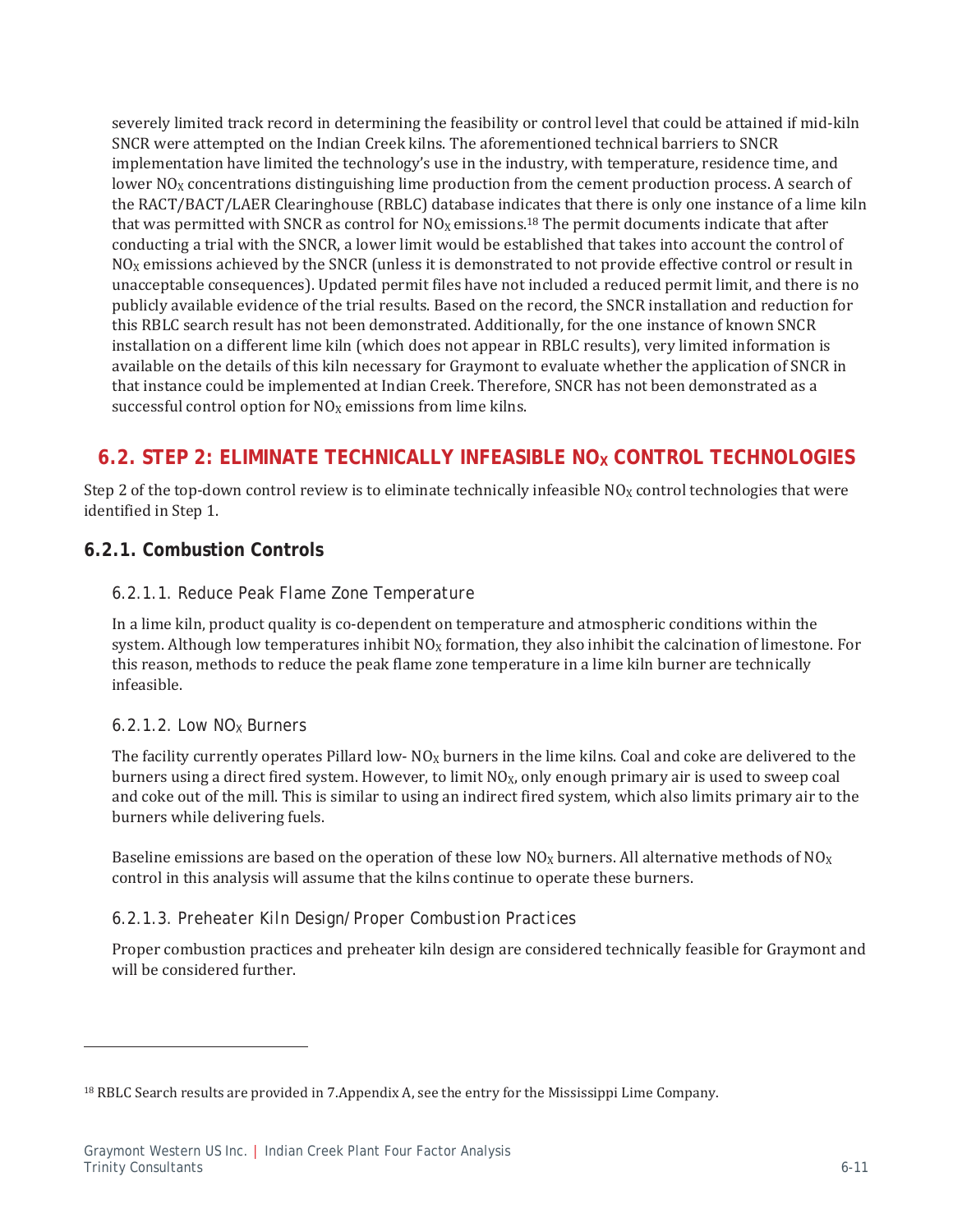severely limited track record in determining the feasibility or control level that could be attained if mid-kiln SNCR were attempted on the Indian Creek kilns. The aforementioned technical barriers to SNCR implementation have limited the technology's use in the industry, with temperature, residence time, and lower $NO_X$ concentrations distinguishing lime production from the cement production process. A search of the RACT/BACT/LAER Clearinghouse (RBLC) database indicates that there is only one instance of a lime kiln that was permitted with SNCR as control for $NO_X$ emissions.[18] The permit documents indicate that after conducting a trial with the SNCR, a lower limit would be established that takes into account the control of $NO_X$ emissions achieved by the SNCR (unless it is demonstrated to not provide effective control or result in unacceptable consequences). Updated permit files have not included a reduced permit limit, and there is no publicly available evidence of the trial results. Based on the record, the SNCR installation and reduction for this RBLC search result has not been demonstrated. Additionally, for the one instance of known SNCR installation on a different lime kiln (which does not appear in RBLC results), very limited information is available on the details of this kiln necessary for Graymont to evaluate whether the application of SNCR in that instance could be implemented at Indian Creek. Therefore, SNCR has not been demonstrated as a successful control option for $NO_X$ emissions from lime kilns.

## 6.2. STEP 2: ELIMINATE TECHNICALLY INFEASIBLE $NO_X$ CONTROL TECHNOLOGIES

Step 2 of the top-down control review is to eliminate technically infeasible $NO_X$ control technologies that were identified in Step 1.

### 6.2.1. Combustion Controls

#### 6.2.1.1. Reduce Peak Flame Zone Temperature

In a lime kiln, product quality is co-dependent on temperature and atmospheric conditions within the system. Although low temperatures inhibit $NO_X$ formation, they also inhibit the calcination of limestone. For this reason, methods to reduce the peak flame zone temperature in a lime kiln burner are technically infeasible.

#### 6.2.1.2. Low $NO_X$ Burners

The facility currently operates Pillard low- $NO_X$ burners in the lime kilns. Coal and coke are delivered to the burners using a direct fired system. However, to limit $NO_X$, only enough primary air is used to sweep coal and coke out of the mill. This is similar to using an indirect fired system, which also limits primary air to the burners while delivering fuels.

Baseline emissions are based on the operation of these low $NO_X$ burners. All alternative methods of $NO_X$ control in this analysis will assume that the kilns continue to operate these burners.

#### 6.2.1.3. Preheater Kiln Design/Proper Combustion Practices

Proper combustion practices and preheater kiln design are considered technically feasible for Graymont and will be considered further.

---

[18] RBLC Search results are provided in 7.Appendix A, see the entry for the Mississippi Lime Company.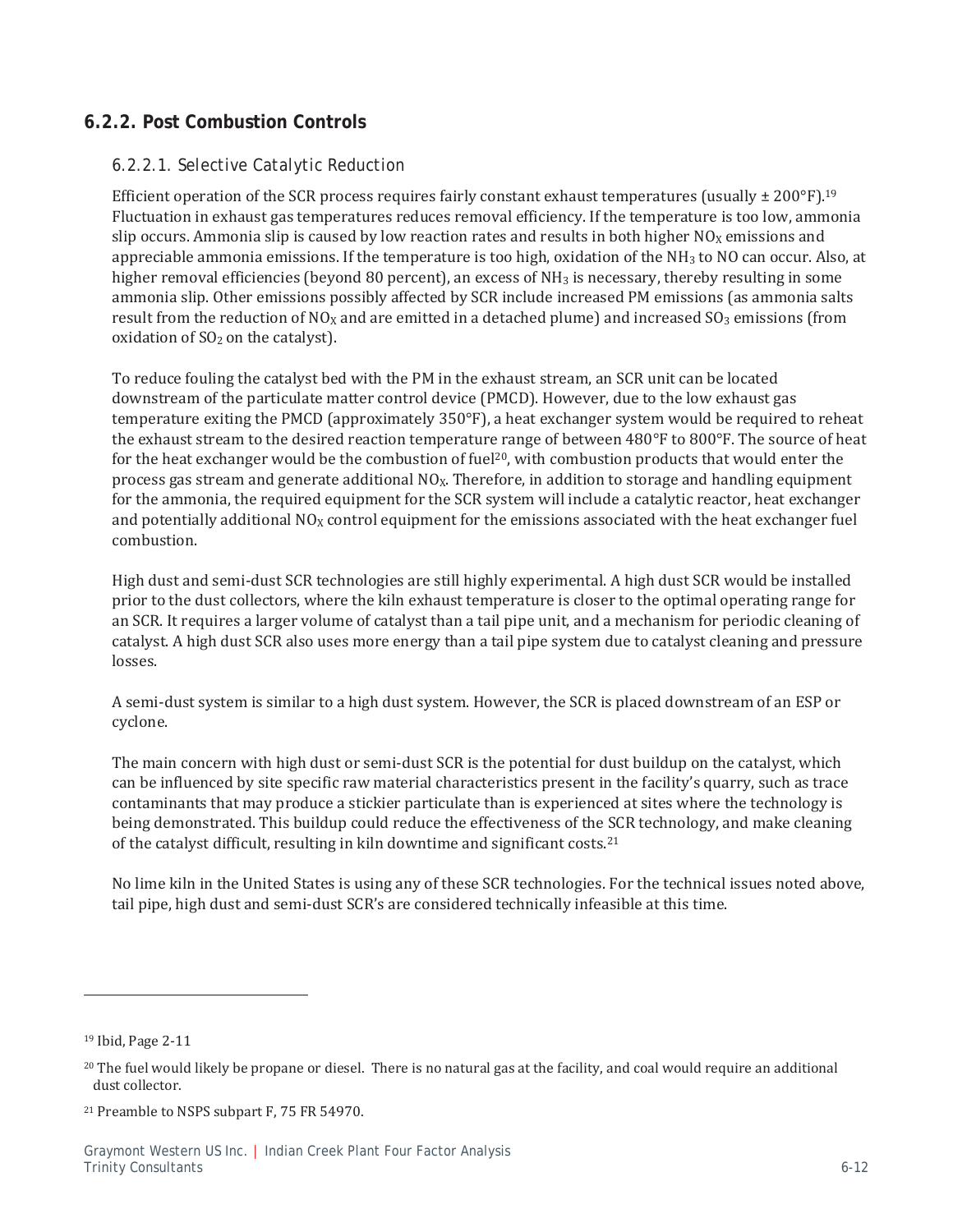### 6.2.2. Post Combustion Controls

#### 6.2.2.1. Selective Catalytic Reduction

Efficient operation of the SCR process requires fairly constant exhaust temperatures (usually ± 200°F).[19] Fluctuation in exhaust gas temperatures reduces removal efficiency. If the temperature is too low, ammonia slip occurs. Ammonia slip is caused by low reaction rates and results in both higher $NO_X$ emissions and appreciable ammonia emissions. If the temperature is too high, oxidation of the $NH_3$ to NO can occur. Also, at higher removal efficiencies (beyond 80 percent), an excess of $NH_3$ is necessary, thereby resulting in some ammonia slip. Other emissions possibly affected by SCR include increased PM emissions (as ammonia salts result from the reduction of $NO_X$ and are emitted in a detached plume) and increased $SO_3$ emissions (from oxidation of $SO_2$ on the catalyst).

To reduce fouling the catalyst bed with the PM in the exhaust stream, an SCR unit can be located downstream of the particulate matter control device (PMCD). However, due to the low exhaust gas temperature exiting the PMCD (approximately 350°F), a heat exchanger system would be required to reheat the exhaust stream to the desired reaction temperature range of between 480°F to 800°F. The source of heat for the heat exchanger would be the combustion of fuel[20], with combustion products that would enter the process gas stream and generate additional $NO_X$. Therefore, in addition to storage and handling equipment for the ammonia, the required equipment for the SCR system will include a catalytic reactor, heat exchanger and potentially additional $NO_X$ control equipment for the emissions associated with the heat exchanger fuel combustion.

High dust and semi-dust SCR technologies are still highly experimental. A high dust SCR would be installed prior to the dust collectors, where the kiln exhaust temperature is closer to the optimal operating range for an SCR. It requires a larger volume of catalyst than a tail pipe unit, and a mechanism for periodic cleaning of catalyst. A high dust SCR also uses more energy than a tail pipe system due to catalyst cleaning and pressure losses.

A semi-dust system is similar to a high dust system. However, the SCR is placed downstream of an ESP or cyclone.

The main concern with high dust or semi-dust SCR is the potential for dust buildup on the catalyst, which can be influenced by site specific raw material characteristics present in the facility's quarry, such as trace contaminants that may produce a stickier particulate than is experienced at sites where the technology is being demonstrated. This buildup could reduce the effectiveness of the SCR technology, and make cleaning of the catalyst difficult, resulting in kiln downtime and significant costs.[21]

No lime kiln in the United States is using any of these SCR technologies. For the technical issues noted above, tail pipe, high dust and semi-dust SCR's are considered technically infeasible at this time.

---

[19] Ibid, Page 2-11

[20] The fuel would likely be propane or diesel. There is no natural gas at the facility, and coal would require an additional dust collector.

[21] Preamble to NSPS subpart F, 75 FR 54970.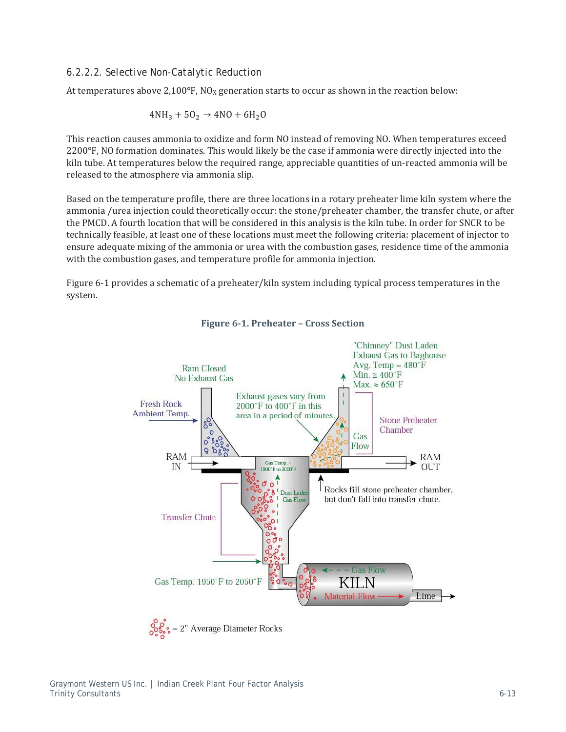#### 6.2.2.2. Selective Non-Catalytic Reduction

At temperatures above 2,100°F, $NO_X$ generation starts to occur as shown in the reaction below:

$$4NH_3 + 5O_2 \rightarrow 4NO + 6H_2O$$

This reaction causes ammonia to oxidize and form NO instead of removing NO. When temperatures exceed 2200°F, NO formation dominates. This would likely be the case if ammonia were directly injected into the kiln tube. At temperatures below the required range, appreciable quantities of un-reacted ammonia will be released to the atmosphere via ammonia slip.

Based on the temperature profile, there are three locations in a rotary preheater lime kiln system where the ammonia /urea injection could theoretically occur: the stone/preheater chamber, the transfer chute, or after the PMCD. A fourth location that will be considered in this analysis is the kiln tube. In order for SNCR to be technically feasible, at least one of these locations must meet the following criteria: placement of injector to ensure adequate mixing of the ammonia or urea with the combustion gases, residence time of the ammonia with the combustion gases, and temperature profile for ammonia injection.

Figure 6-1 provides a schematic of a preheater/kiln system including typical process temperatures in the system.

**Figure 6-1. Preheater – Cross Section**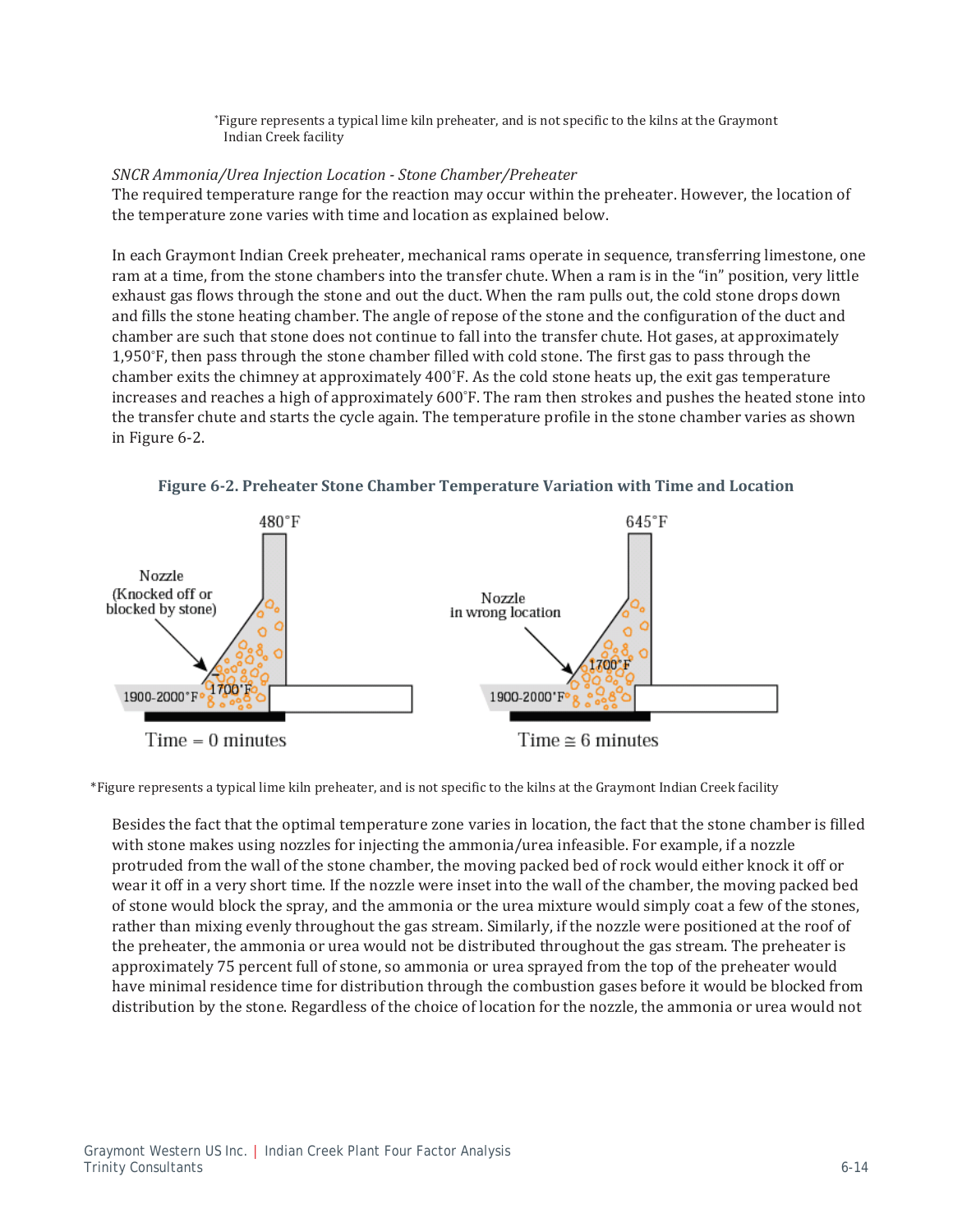*Figure represents a typical lime kiln preheater, and is not specific to the kilns at the Graymont Indian Creek facility

*SNCR Ammonia/Urea Injection Location - Stone Chamber/Preheater*

The required temperature range for the reaction may occur within the preheater. However, the location of the temperature zone varies with time and location as explained below.

In each Graymont Indian Creek preheater, mechanical rams operate in sequence, transferring limestone, one ram at a time, from the stone chambers into the transfer chute. When a ram is in the "in" position, very little exhaust gas flows through the stone and out the duct. When the ram pulls out, the cold stone drops down and fills the stone heating chamber. The angle of repose of the stone and the configuration of the duct and chamber are such that stone does not continue to fall into the transfer chute. Hot gases, at approximately 1,950˚F, then pass through the stone chamber filled with cold stone. The first gas to pass through the chamber exits the chimney at approximately 400˚F. As the cold stone heats up, the exit gas temperature increases and reaches a high of approximately 600˚F. The ram then strokes and pushes the heated stone into the transfer chute and starts the cycle again. The temperature profile in the stone chamber varies as shown in Figure 6-2.

**Figure 6-2. Preheater Stone Chamber Temperature Variation with Time and Location**

*Figure represents a typical lime kiln preheater, and is not specific to the kilns at the Graymont Indian Creek facility

Besides the fact that the optimal temperature zone varies in location, the fact that the stone chamber is filled with stone makes using nozzles for injecting the ammonia/urea infeasible. For example, if a nozzle protruded from the wall of the stone chamber, the moving packed bed of rock would either knock it off or wear it off in a very short time. If the nozzle were inset into the wall of the chamber, the moving packed bed of stone would block the spray, and the ammonia or the urea mixture would simply coat a few of the stones, rather than mixing evenly throughout the gas stream. Similarly, if the nozzle were positioned at the roof of the preheater, the ammonia or urea would not be distributed throughout the gas stream. The preheater is approximately 75 percent full of stone, so ammonia or urea sprayed from the top of the preheater would have minimal residence time for distribution through the combustion gases before it would be blocked from distribution by the stone. Regardless of the choice of location for the nozzle, the ammonia or urea would not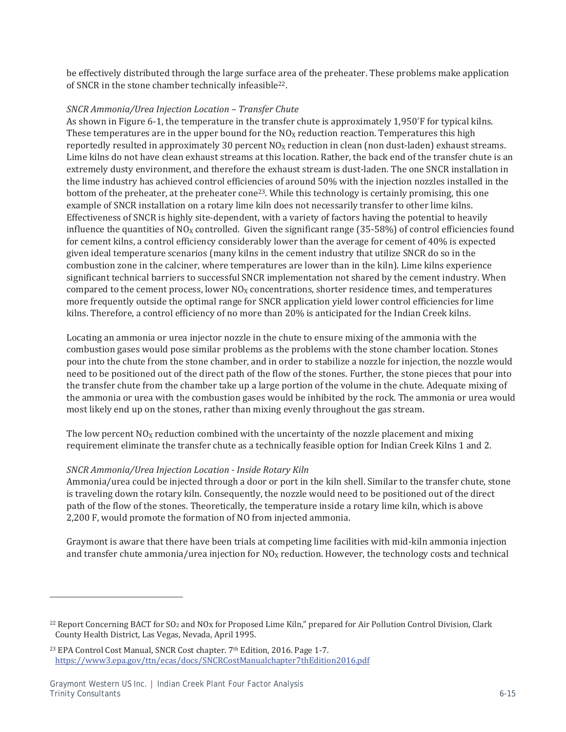be effectively distributed through the large surface area of the preheater. These problems make application of SNCR in the stone chamber technically infeasible[22].

*SNCR Ammonia/Urea Injection Location – Transfer Chute*

As shown in Figure 6-1, the temperature in the transfer chute is approximately 1,950˚F for typical kilns. These temperatures are in the upper bound for the $NO_X$ reduction reaction. Temperatures this high reportedly resulted in approximately 30 percent $NO_X$ reduction in clean (non dust-laden) exhaust streams. Lime kilns do not have clean exhaust streams at this location. Rather, the back end of the transfer chute is an extremely dusty environment, and therefore the exhaust stream is dust-laden. The one SNCR installation in the lime industry has achieved control efficiencies of around 50% with the injection nozzles installed in the bottom of the preheater, at the preheater cone[23]. While this technology is certainly promising, this one example of SNCR installation on a rotary lime kiln does not necessarily transfer to other lime kilns. Effectiveness of SNCR is highly site-dependent, with a variety of factors having the potential to heavily influence the quantities of $NO_X$ controlled. Given the significant range (35-58%) of control efficiencies found for cement kilns, a control efficiency considerably lower than the average for cement of 40% is expected given ideal temperature scenarios (many kilns in the cement industry that utilize SNCR do so in the combustion zone in the calciner, where temperatures are lower than in the kiln). Lime kilns experience significant technical barriers to successful SNCR implementation not shared by the cement industry. When compared to the cement process, lower $NO_X$ concentrations, shorter residence times, and temperatures more frequently outside the optimal range for SNCR application yield lower control efficiencies for lime kilns. Therefore, a control efficiency of no more than 20% is anticipated for the Indian Creek kilns.

Locating an ammonia or urea injector nozzle in the chute to ensure mixing of the ammonia with the combustion gases would pose similar problems as the problems with the stone chamber location. Stones pour into the chute from the stone chamber, and in order to stabilize a nozzle for injection, the nozzle would need to be positioned out of the direct path of the flow of the stones. Further, the stone pieces that pour into the transfer chute from the chamber take up a large portion of the volume in the chute. Adequate mixing of the ammonia or urea with the combustion gases would be inhibited by the rock. The ammonia or urea would most likely end up on the stones, rather than mixing evenly throughout the gas stream.

The low percent $NO_X$ reduction combined with the uncertainty of the nozzle placement and mixing requirement eliminate the transfer chute as a technically feasible option for Indian Creek Kilns 1 and 2.

*SNCR Ammonia/Urea Injection Location - Inside Rotary Kiln*

Ammonia/urea could be injected through a door or port in the kiln shell. Similar to the transfer chute, stone is traveling down the rotary kiln. Consequently, the nozzle would need to be positioned out of the direct path of the flow of the stones. Theoretically, the temperature inside a rotary lime kiln, which is above 2,200 F, would promote the formation of NO from injected ammonia.

Graymont is aware that there have been trials at competing lime facilities with mid-kiln ammonia injection and transfer chute ammonia/urea injection for $NO_X$ reduction. However, the technology costs and technical

---

[22] Report Concerning BACT for $SO_2$ and NOx for Proposed Lime Kiln," prepared for Air Pollution Control Division, Clark County Health District, Las Vegas, Nevada, April 1995.

[23] EPA Control Cost Manual, SNCR Cost chapter. 7th Edition, 2016. Page 1-7. https://www3.epa.gov/ttn/ecas/docs/SNCRCostManualchapter7thEdition2016.pdf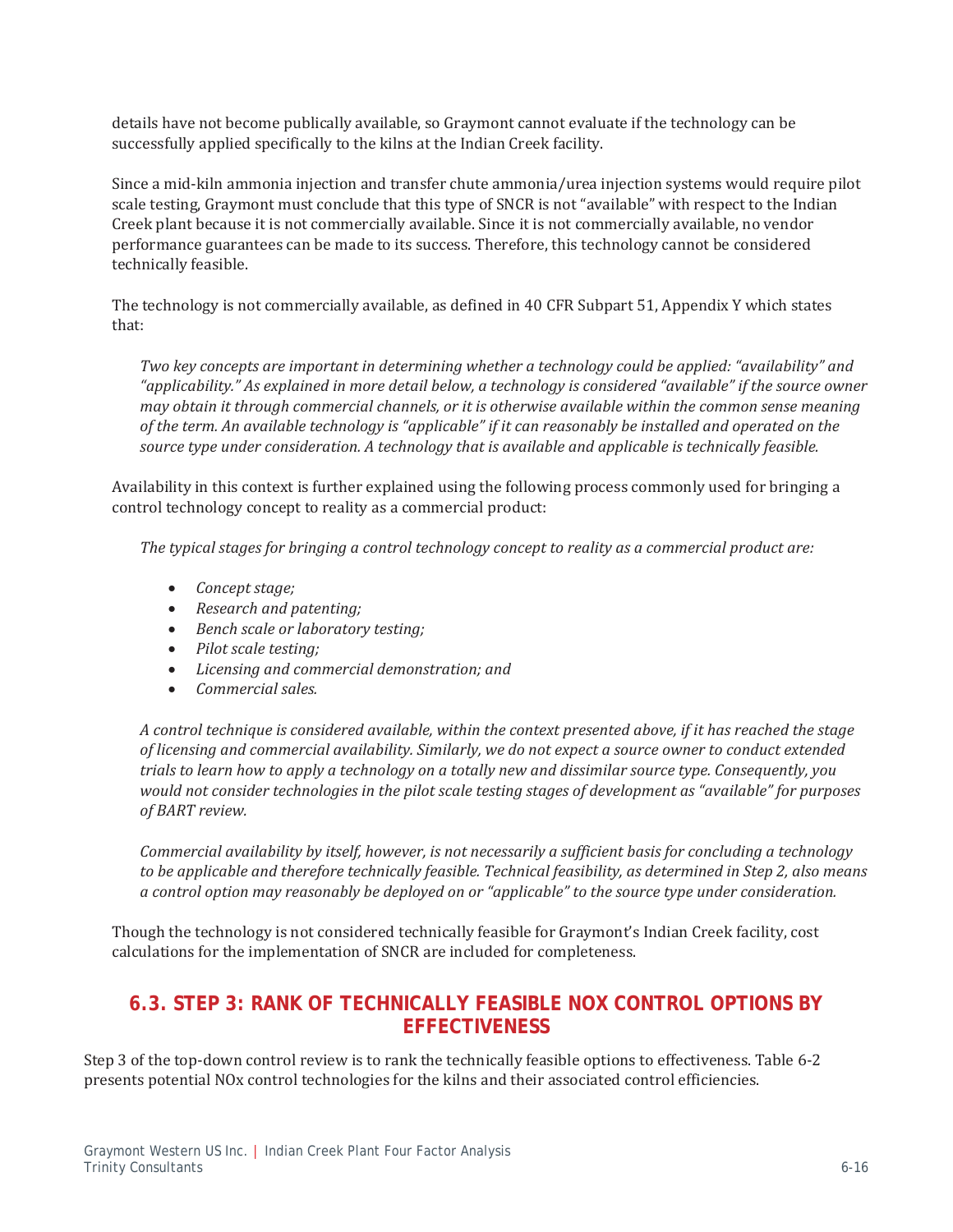details have not become publically available, so Graymont cannot evaluate if the technology can be successfully applied specifically to the kilns at the Indian Creek facility.

Since a mid-kiln ammonia injection and transfer chute ammonia/urea injection systems would require pilot scale testing, Graymont must conclude that this type of SNCR is not "available" with respect to the Indian Creek plant because it is not commercially available. Since it is not commercially available, no vendor performance guarantees can be made to its success. Therefore, this technology cannot be considered technically feasible.

The technology is not commercially available, as defined in 40 CFR Subpart 51, Appendix Y which states that:

> *Two key concepts are important in determining whether a technology could be applied: "availability" and "applicability." As explained in more detail below, a technology is considered "available" if the source owner may obtain it through commercial channels, or it is otherwise available within the common sense meaning of the term. An available technology is "applicable" if it can reasonably be installed and operated on the source type under consideration. A technology that is available and applicable is technically feasible.*

Availability in this context is further explained using the following process commonly used for bringing a control technology concept to reality as a commercial product:

> *The typical stages for bringing a control technology concept to reality as a commercial product are:*
>
> - *Concept stage;*
> - *Research and patenting;*
> - *Bench scale or laboratory testing;*
> - *Pilot scale testing;*
> - *Licensing and commercial demonstration; and*
> - *Commercial sales.*
>
> *A control technique is considered available, within the context presented above, if it has reached the stage of licensing and commercial availability. Similarly, we do not expect a source owner to conduct extended trials to learn how to apply a technology on a totally new and dissimilar source type. Consequently, you would not consider technologies in the pilot scale testing stages of development as "available" for purposes of BART review.*
>
> *Commercial availability by itself, however, is not necessarily a sufficient basis for concluding a technology to be applicable and therefore technically feasible. Technical feasibility, as determined in Step 2, also means a control option may reasonably be deployed on or "applicable" to the source type under consideration.*

Though the technology is not considered technically feasible for Graymont's Indian Creek facility, cost calculations for the implementation of SNCR are included for completeness.

## 6.3. STEP 3: RANK OF TECHNICALLY FEASIBLE NOX CONTROL OPTIONS BY EFFECTIVENESS

Step 3 of the top-down control review is to rank the technically feasible options to effectiveness. Table 6-2 presents potential NOx control technologies for the kilns and their associated control efficiencies.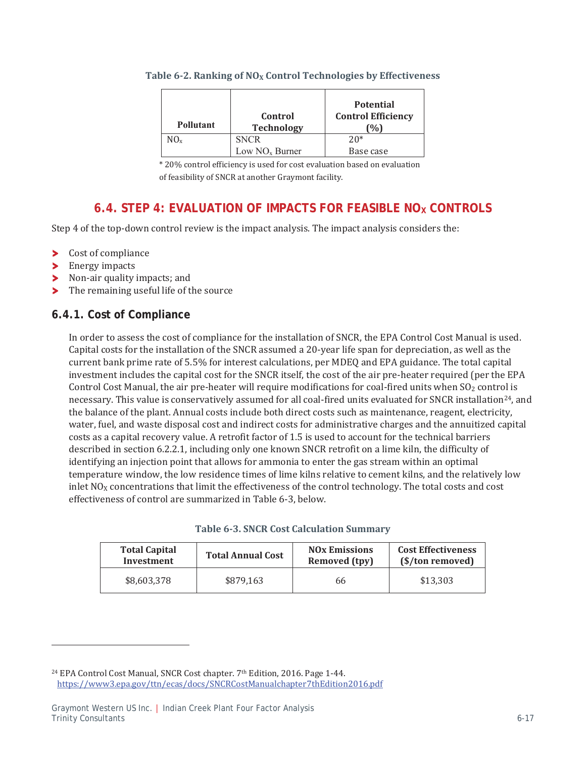**Table 6-2. Ranking of $NO_X$ Control Technologies by Effectiveness**

| Pollutant | Control Technology | Potential Control Efficiency (%) |
|---|---|---|
| $NO_x$ | SNCR | 20* |
| | Low $NO_x$ Burner | Base case |

\* 20% control efficiency is used for cost evaluation based on evaluation of feasibility of SNCR at another Graymont facility.

## 6.4. STEP 4: EVALUATION OF IMPACTS FOR FEASIBLE $NO_X$ CONTROLS

Step 4 of the top-down control review is the impact analysis. The impact analysis considers the:

- Cost of compliance
- Energy impacts
- Non-air quality impacts; and
- The remaining useful life of the source

### 6.4.1. Cost of Compliance

In order to assess the cost of compliance for the installation of SNCR, the EPA Control Cost Manual is used. Capital costs for the installation of the SNCR assumed a 20-year life span for depreciation, as well as the current bank prime rate of 5.5% for interest calculations, per MDEQ and EPA guidance. The total capital investment includes the capital cost for the SNCR itself, the cost of the air pre-heater required (per the EPA Control Cost Manual, the air pre-heater will require modifications for coal-fired units when $SO_2$ control is necessary. This value is conservatively assumed for all coal-fired units evaluated for SNCR installation[24], and the balance of the plant. Annual costs include both direct costs such as maintenance, reagent, electricity, water, fuel, and waste disposal cost and indirect costs for administrative charges and the annuitized capital costs as a capital recovery value. A retrofit factor of 1.5 is used to account for the technical barriers described in section 6.2.2.1, including only one known SNCR retrofit on a lime kiln, the difficulty of identifying an injection point that allows for ammonia to enter the gas stream within an optimal temperature window, the low residence times of lime kilns relative to cement kilns, and the relatively low inlet $NO_X$ concentrations that limit the effectiveness of the control technology. The total costs and cost effectiveness of control are summarized in Table 6-3, below.

**Table 6-3. SNCR Cost Calculation Summary**

| Total Capital Investment | Total Annual Cost | NOx Emissions Removed (tpy) | Cost Effectiveness ($/ton removed) |
|---|---|---|---|
| $8,603,378 | $879,163 | 66 | $13,303 |

[24] EPA Control Cost Manual, SNCR Cost chapter. 7th Edition, 2016. Page 1-44. https://www3.epa.gov/ttn/ecas/docs/SNCRCostManualchapter7thEdition2016.pdf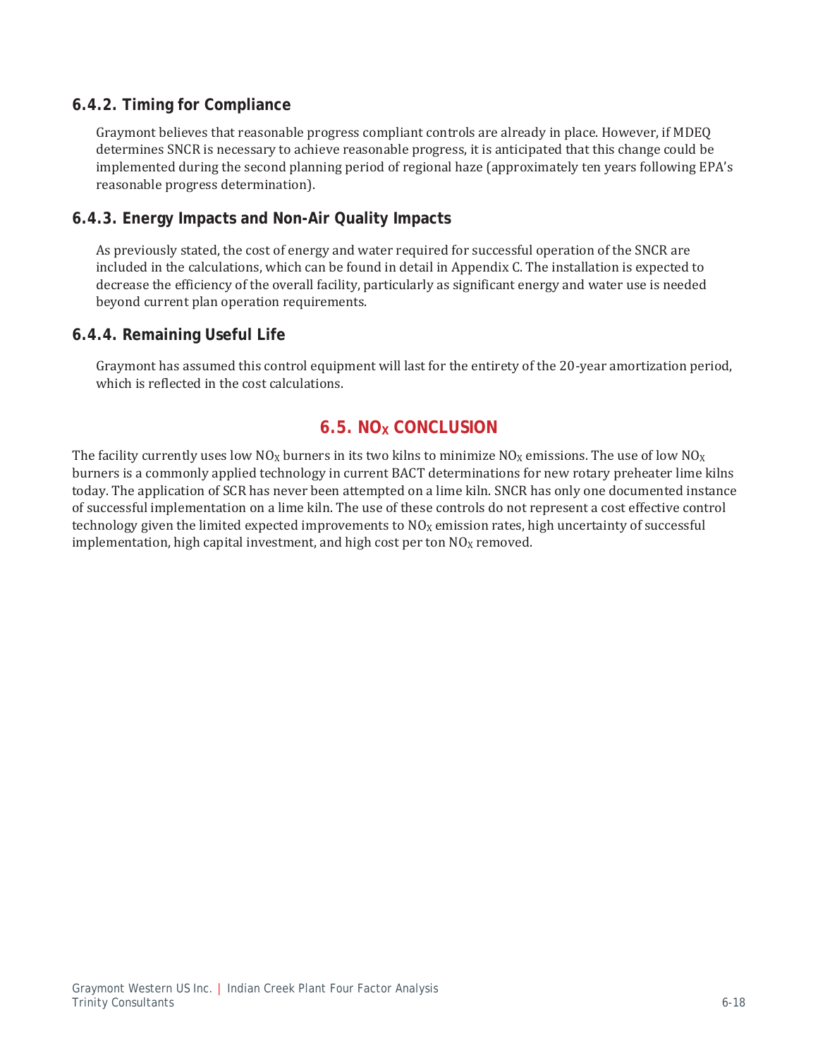### 6.4.2. Timing for Compliance

Graymont believes that reasonable progress compliant controls are already in place. However, if MDEQ determines SNCR is necessary to achieve reasonable progress, it is anticipated that this change could be implemented during the second planning period of regional haze (approximately ten years following EPA's reasonable progress determination).

### 6.4.3. Energy Impacts and Non-Air Quality Impacts

As previously stated, the cost of energy and water required for successful operation of the SNCR are included in the calculations, which can be found in detail in Appendix C. The installation is expected to decrease the efficiency of the overall facility, particularly as significant energy and water use is needed beyond current plan operation requirements.

### 6.4.4. Remaining Useful Life

Graymont has assumed this control equipment will last for the entirety of the 20-year amortization period, which is reflected in the cost calculations.

## 6.5. $NO_X$ CONCLUSION

The facility currently uses low $NO_X$ burners in its two kilns to minimize $NO_X$ emissions. The use of low $NO_X$ burners is a commonly applied technology in current BACT determinations for new rotary preheater lime kilns today. The application of SCR has never been attempted on a lime kiln. SNCR has only one documented instance of successful implementation on a lime kiln. The use of these controls do not represent a cost effective control technology given the limited expected improvements to $NO_X$ emission rates, high uncertainty of successful implementation, high capital investment, and high cost per ton $NO_X$ removed.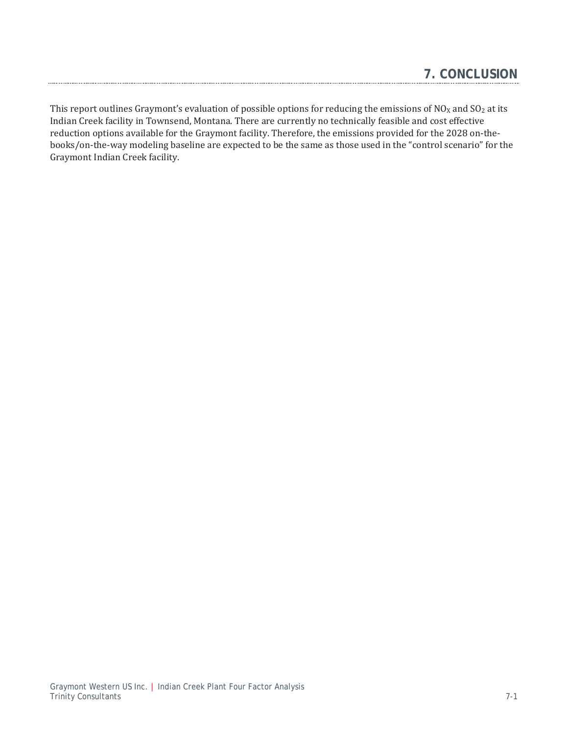# 7. CONCLUSION

This report outlines Graymont's evaluation of possible options for reducing the emissions of $NO_X$ and $SO_2$ at its Indian Creek facility in Townsend, Montana. There are currently no technically feasible and cost effective reduction options available for the Graymont facility. Therefore, the emissions provided for the 2028 on-the-books/on-the-way modeling baseline are expected to be the same as those used in the "control scenario" for the Graymont Indian Creek facility.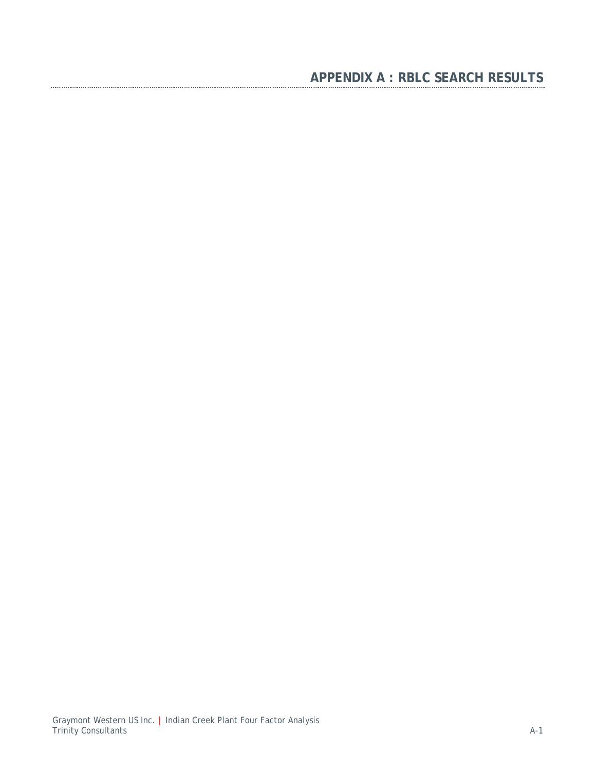# APPENDIX A : RBLC SEARCH RESULTS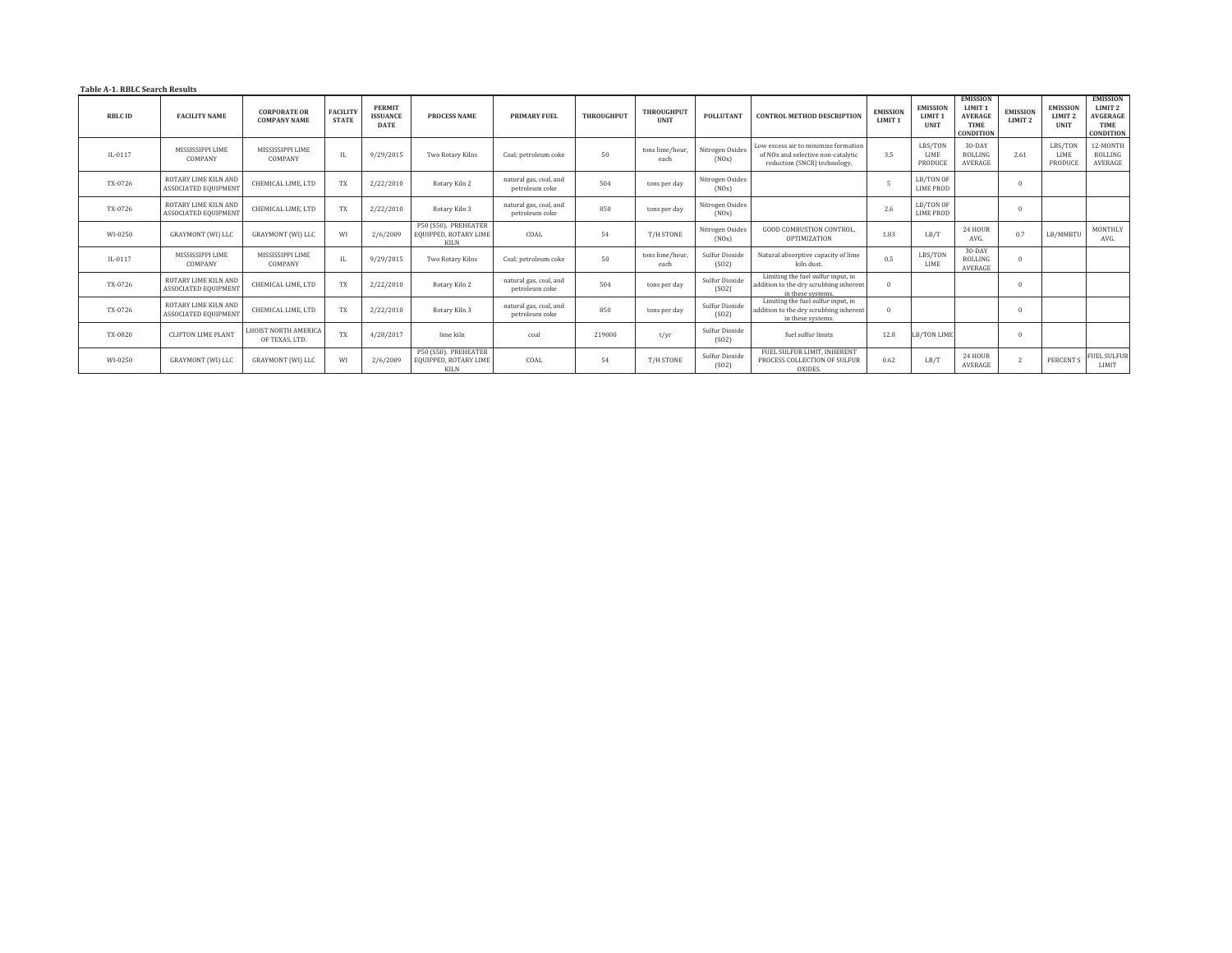**Table A-1. RBLC Search Results**

| RBLC ID | FACILITY NAME | CORPORATE OR COMPANY NAME | FACILITY STATE | PERMIT ISSUANCE DATE | PROCESS NAME | PRIMARY FUEL | THROUGHPUT | THROUGHPUT UNIT | POLLUTANT | CONTROL METHOD DESCRIPTION | EMISSION LIMIT 1 | EMISSION LIMIT 1 UNIT | EMISSION LIMIT 1 AVERAGE TIME CONDITION | EMISSION LIMIT 2 | EMISSION LIMIT 2 UNIT | EMISSION LIMIT 2 AVGERAGE TIME CONDITION |
|---|---|---|---|---|---|---|---|---|---|---|---|---|---|---|---|---|
| IL-0117 | MISSISSIPPI LIME COMPANY | MISSISSIPPI LIME COMPANY | IL | 9/29/2015 | Two Rotary Kilns | Coal; petroleum coke | 50 | tons lime/hour, each | Nitrogen Oxides (NOx) | Low excess air to minimize formation of NOx and selective non-catalytic reduction (SNCR) technology. | 3.5 | LBS/TON LIME PRODUCE | 30-DAY ROLLING AVERAGE | 2.61 | LBS/TON LIME PRODUCE | 12-MONTH ROLLING AVERAGE |
| TX-0726 | ROTARY LIME KILN AND ASSOCIATED EQUIPMENT | CHEMICAL LIME, LTD | TX | 2/22/2010 | Rotary Kiln 2 | natural gas, coal, and petroleum coke | 504 | tons per day | Nitrogen Oxides (NOx) | | 5 | LB/TON OF LIME PROD | | 0 | | |
| TX-0726 | ROTARY LIME KILN AND ASSOCIATED EQUIPMENT | CHEMICAL LIME, LTD | TX | 2/22/2010 | Rotary Kiln 3 | natural gas, coal, and petroleum coke | 850 | tons per day | Nitrogen Oxides (NOx) | | 2.6 | LB/TON OF LIME PROD | | 0 | | |
| WI-0250 | GRAYMONT (WI) LLC | GRAYMONT (WI) LLC | WI | 2/6/2009 | P50 (S50). PREHEATER EQUIPPED, ROTARY LIME KILN | COAL | 54 | T/H STONE | Nitrogen Oxides (NOx) | GOOD COMBUSTION CONTROL, OPTIMIZATION | 1.83 | LB/T | 24 HOUR AVG. | 0.7 | LB/MMBTU | MONTHLY AVG. |
| IL-0117 | MISSISSIPPI LIME COMPANY | MISSISSIPPI LIME COMPANY | IL | 9/29/2015 | Two Rotary Kilns | Coal; petroleum coke | 50 | tons lime/hour, each | Sulfur Dioxide (SO2) | Natural absorptive capacity of lime kiln dust. | 0.5 | LBS/TON LIME | 30-DAY ROLLING AVERAGE | 0 | | |
| TX-0726 | ROTARY LIME KILN AND ASSOCIATED EQUIPMENT | CHEMICAL LIME, LTD | TX | 2/22/2010 | Rotary Kiln 2 | natural gas, coal, and petroleum coke | 504 | tons per day | Sulfur Dioxide (SO2) | Limiting the fuel sulfur input, in addition to the dry scrubbing inherent in these systems. | 0 | | | 0 | | |
| TX-0726 | ROTARY LIME KILN AND ASSOCIATED EQUIPMENT | CHEMICAL LIME, LTD | TX | 2/22/2010 | Rotary Kiln 3 | natural gas, coal, and petroleum coke | 850 | tons per day | Sulfur Dioxide (SO2) | Limiting the fuel sulfur input, in addition to the dry scrubbing inherent in these systems. | 0 | | | 0 | | |
| TX-0820 | CLIFTON LIME PLANT | LHOIST NORTH AMERICA OF TEXAS, LTD. | TX | 4/28/2017 | lime kiln | coal | 219000 | t/yr | Sulfur Dioxide (SO2) | fuel sulfur limits | 12.8 | LB/TON LIME | | 0 | | |
| WI-0250 | GRAYMONT (WI) LLC | GRAYMONT (WI) LLC | WI | 2/6/2009 | P50 (S50). PREHEATER EQUIPPED, ROTARY LIME KILN | COAL | 54 | T/H STONE | Sulfur Dioxide (SO2) | FUEL SULFUR LIMIT, INHERENT PROCESS COLLECTION OF SULFUR OXIDES. | 0.62 | LB/T | 24 HOUR AVERAGE | 2 | PERCENT S | FUEL SULFUR LIMIT |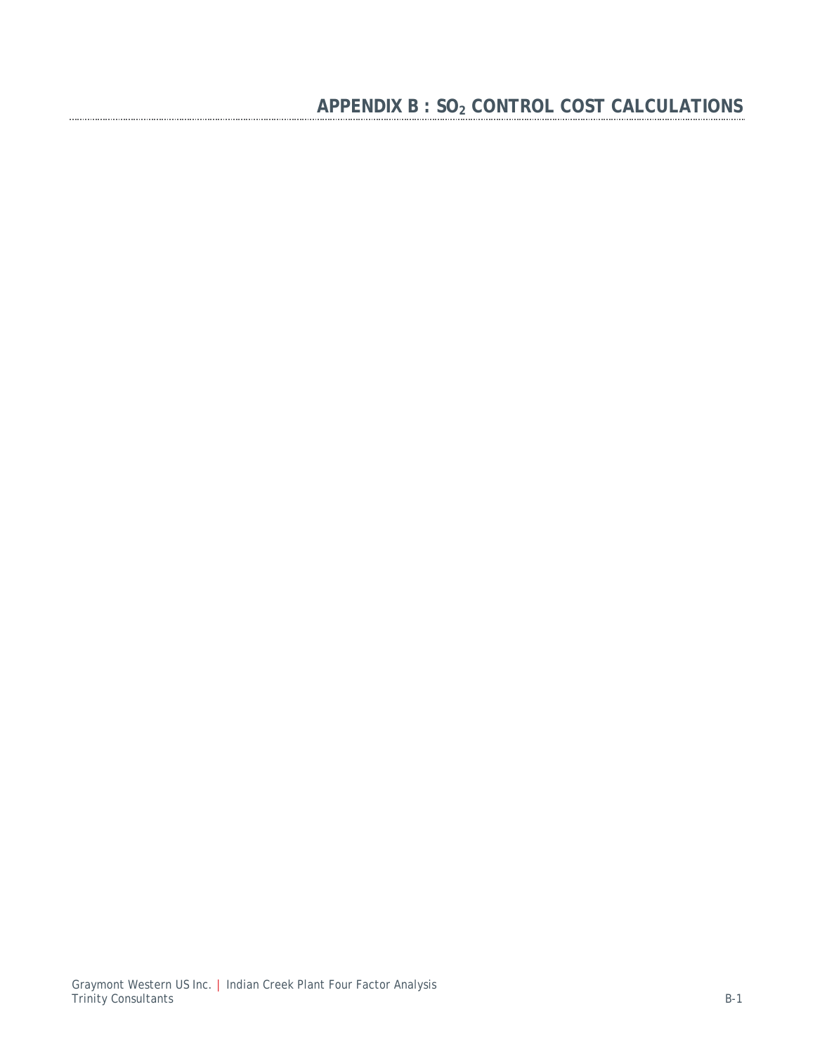# APPENDIX B : $SO_2$ CONTROL COST CALCULATIONS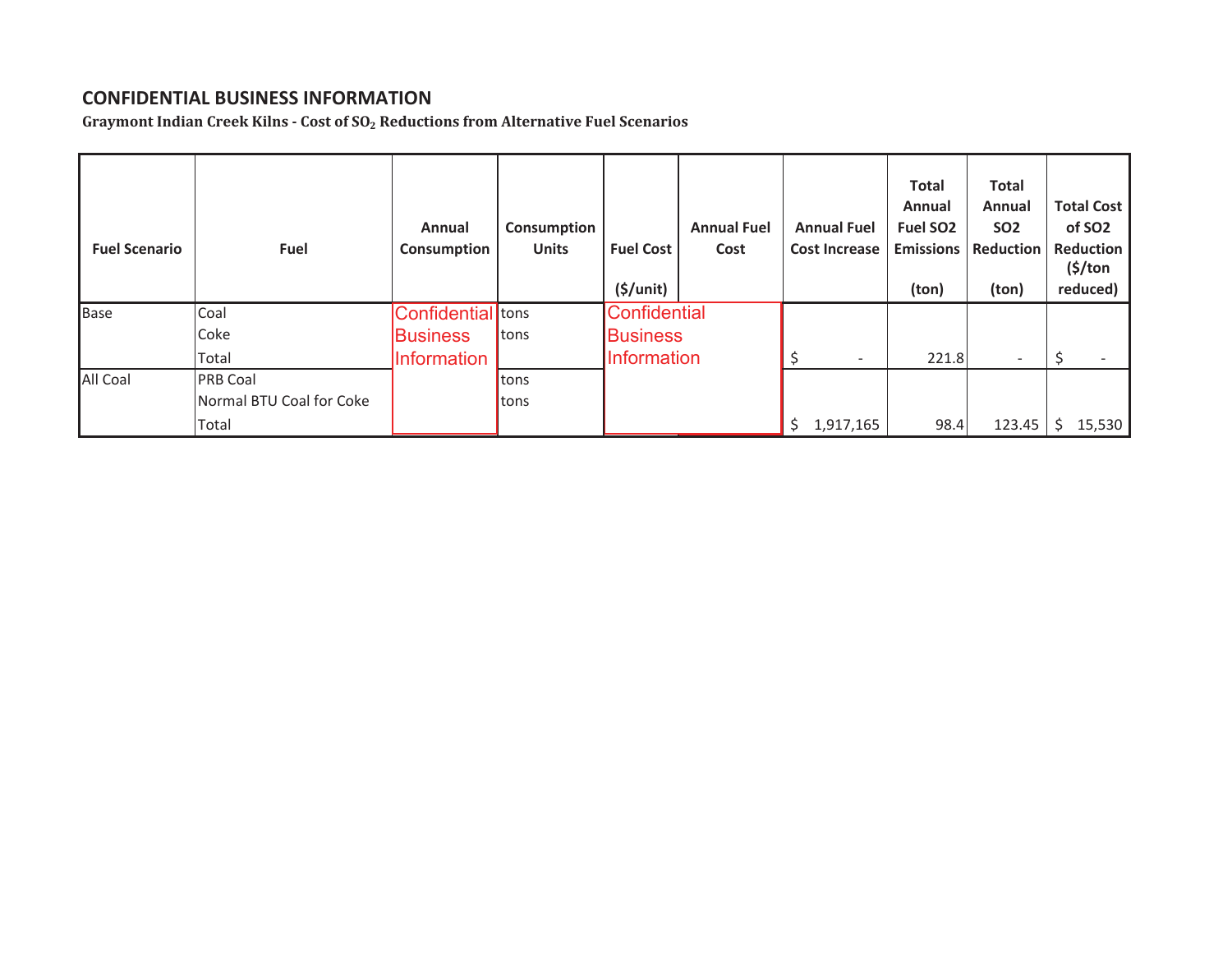**CONFIDENTIAL BUSINESS INFORMATION**

**Graymont Indian Creek Kilns - Cost of $SO_2$ Reductions from Alternative Fuel Scenarios**

| Fuel Scenario | Fuel | Annual Consumption | Consumption Units | Fuel Cost ($/unit) | Annual Fuel Cost | Annual Fuel Cost Increase | Total Annual Fuel SO2 Emissions (ton) | Total Annual SO2 Reduction (ton) | Total Cost of SO2 Reduction ($/ton reduced) |
|---|---|---|---|---|---|---|---|---|---|
| Base | Coal | Confidential Business Information | tons | Confidential Business Information | | | | | |
| | Coke | | tons | | | | | | |
| | Total | | | | | $ - | 221.8 | - | $ - |
| All Coal | PRB Coal | | tons | | | | | | |
| | Normal BTU Coal for Coke | | tons | | | | | | |
| | Total | | | | | $ 1,917,165 | 98.4 | 123.45 | $ 15,530 |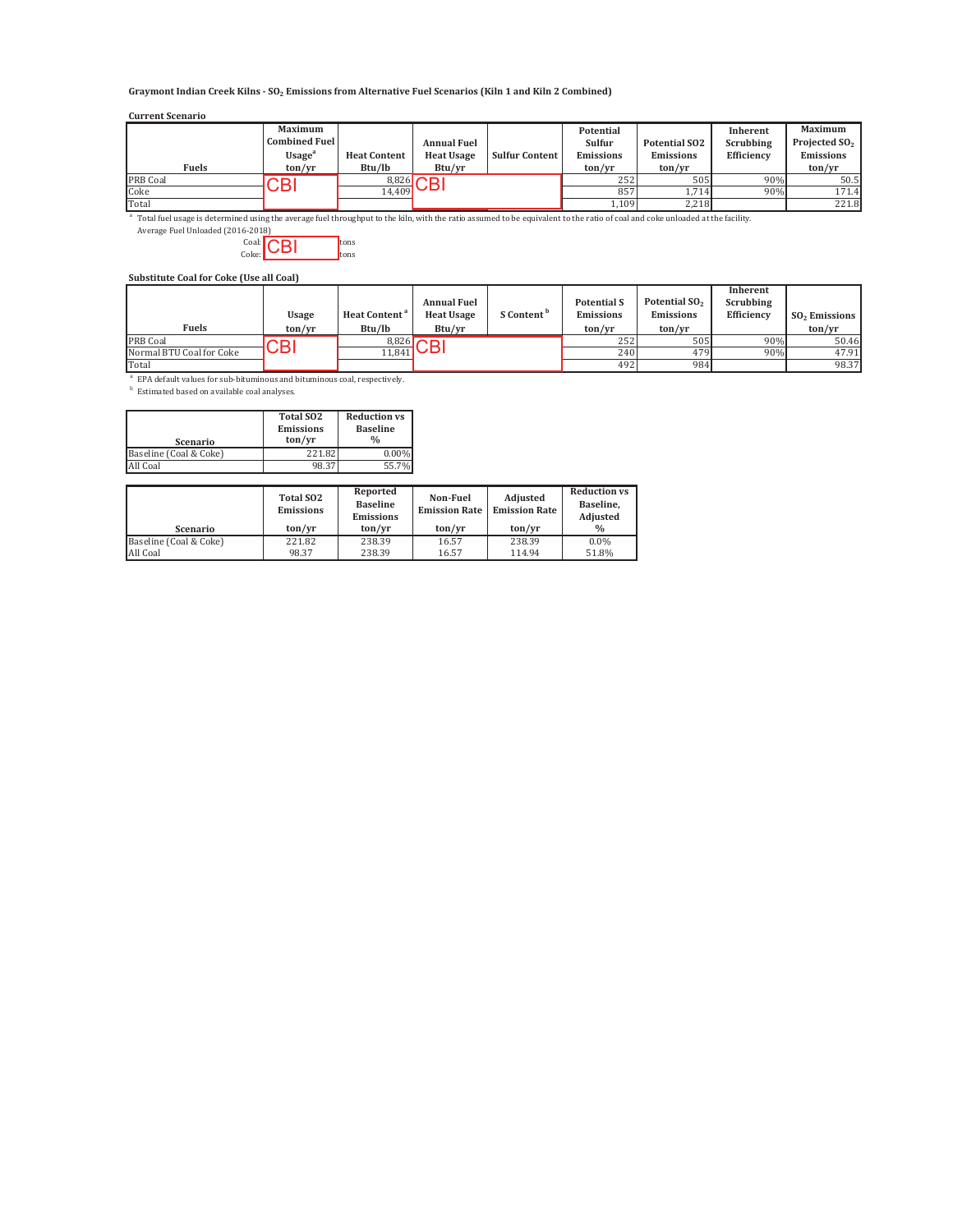**Graymont Indian Creek Kilns - $SO_2$ Emissions from Alternative Fuel Scenarios (Kiln 1 and Kiln 2 Combined)**

**Current Scenario**

| Fuels | Maximum Combined Fuel Usage[a] ton/yr | Heat Content Btu/lb | Annual Fuel Heat Usage Btu/yr | Sulfur Content | Potential Sulfur Emissions ton/yr | Potential SO2 Emissions ton/yr | Inherent Scrubbing Efficiency | Maximum Projected $SO_2$ Emissions ton/yr |
|---|---|---|---|---|---|---|---|---|
| PRB Coal | CBI | 8,826 | CBI | | 252 | 505 | 90% | 50.5 |
| Coke | | 14,409 | | | 857 | 1,714 | 90% | 171.4 |
| Total | | | | | 1,109 | 2,218 | | 221.8 |

[a] Total fuel usage is determined using the average fuel throughput to the kiln, with the ratio assumed to be equivalent to the ratio of coal and coke unloaded at the facility.

Average Fuel Unloaded (2016-2018)

Coal: CBI tons
Coke: tons

**Substitute Coal for Coke (Use all Coal)**

| Fuels | Usage ton/yr | Heat Content[a] Btu/lb | Annual Fuel Heat Usage Btu/yr | S Content[b] | Potential S Emissions ton/yr | Potential $SO_2$ Emissions ton/yr | Inherent Scrubbing Efficiency | $SO_2$ Emissions ton/yr |
|---|---|---|---|---|---|---|---|---|
| PRB Coal | CBI | 8,826 | CBI | | 252 | 505 | 90% | 50.46 |
| Normal BTU Coal for Coke | | 11,841 | | | 240 | 479 | 90% | 47.91 |
| Total | | | | | 492 | 984 | | 98.37 |

[a] EPA default values for sub-bituminous and bituminous coal, respectively.

[b] Estimated based on available coal analyses.

| Scenario | Total SO2 Emissions ton/yr | Reduction vs Baseline % |
|---|---|---|
| Baseline (Coal & Coke) | 221.82 | 0.00% |
| All Coal | 98.37 | 55.7% |

| Scenario | Total SO2 Emissions ton/yr | Reported Baseline Emissions ton/yr | Non-Fuel Emission Rate ton/yr | Adjusted Emission Rate ton/yr | Reduction vs Baseline, Adjusted % |
|---|---|---|---|---|---|
| Baseline (Coal & Coke) | 221.82 | 238.39 | 16.57 | 238.39 | 0.0% |
| All Coal | 98.37 | 238.39 | 16.57 | 114.94 | 51.8% |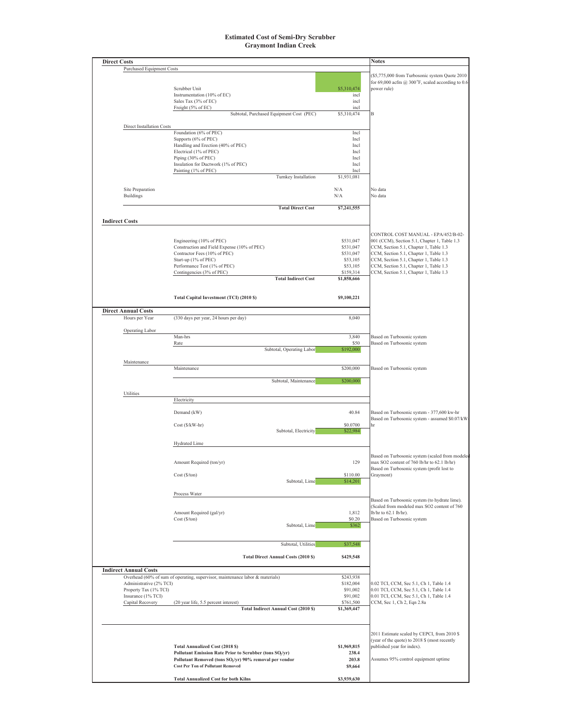# Estimated Cost of Semi-Dry Scrubber
## Graymont Indian Creek

| Item | Description | Value | Notes |
|---|---|---|---|
| **Direct Costs** | | | **Notes** |
| Purchased Equipment Costs | | | |
| | Scrubber Unit | $5,310,474 | ($5,775,000 from Turbosonic system Quote 2010 for 69,000 acfm @ 300°F, scaled according to 0.6 power rule) |
| | Instrumentation (10% of EC) | incl | |
| | Sales Tax (3% of EC) | incl | |
| | Freight (5% of EC) | incl | |
| | Subtotal, Purchased Equipment Cost (PEC) | $5,310,474 | B |
| Direct Installation Costs | | | |
| | Foundation (6% of PEC) | Incl | |
| | Supports (6% of PEC) | Incl | |
| | Handling and Erection (40% of PEC) | Incl | |
| | Electrical (1% of PEC) | Incl | |
| | Piping (30% of PEC) | Incl | |
| | Insulation for Ductwork (1% of PEC) | Incl | |
| | Painting (1% of PEC) | Incl | |
| | Turnkey Installation | $1,931,081 | |
| Site Preparation | | N/A | No data |
| Buildings | | N/A | No data |
| | **Total Direct Cost** | **$7,241,555** | |
| **Indirect Costs** | | | |
| | Engineering (10% of PEC) | $531,047 | CONTROL COST MANUAL - EPA/452/B-02-001 (CCM), Section 5.1, Chapter 1, Table 1.3 |
| | Construction and Field Expense (10% of PEC) | $531,047 | CCM, Section 5.1, Chapter 1, Table 1.3 |
| | Contractor Fees (10% of PEC) | $531,047 | CCM, Section 5.1, Chapter 1, Table 1.3 |
| | Start-up (1% of PEC) | $53,105 | CCM, Section 5.1, Chapter 1, Table 1.3 |
| | Performance Test (1% of PEC) | $53,105 | CCM, Section 5.1, Chapter 1, Table 1.3 |
| | Contingencies (3% of PEC) | $159,314 | CCM, Section 5.1, Chapter 1, Table 1.3 |
| | **Total Indirect Cost** | **$1,858,666** | |
| | **Total Capital Investment (TCI) (2010 $)** | **$9,100,221** | |
| **Direct Annual Costs** | | | |
| Hours per Year | (330 days per year, 24 hours per day) | 8,040 | |
| Operating Labor | | | |
| | Man-hrs | 3,840 | Based on Turbosonic system |
| | Rate | $50 | Based on Turbosonic system |
| | Subtotal, Operating Labor | $192,000 | |
| Maintenance | | | |
| | Maintenance | $200,000 | Based on Turbosonic system |
| | Subtotal, Maintenance | $200,000 | |
| Utilities | | | |
| | Electricity | | |
| | Demand (kW) | 40.84 | Based on Turbosonic system - 377,600 kw-hr |
| | Cost ($/kW-hr) | $0.0700 | Based on Turbosonic system - assumed $0.07/kW-hr |
| | Subtotal, Electricity | $22,984 | |
| | Hydrated Lime | | |
| | Amount Required (ton/yr) | 129 | Based on Turbosonic system (scaled from modeled max SO2 content of 760 lb/hr to 62.1 lb/hr) |
| | Cost ($/ton) | $110.00 | Based on Turbosonic system (profit lost to Graymont) |
| | Subtotal, Lime | $14,201 | |
| | Process Water | | |
| | Amount Required (gal/yr) | 1,812 | Based on Turbosonic system (to hydrate lime). (Scaled from modeled max SO2 content of 760 lb/hr to 62.1 lb/hr). |
| | Cost ($/ton) | $0.20 | Based on Turbosonic system |
| | Subtotal, Lime | $362 | |
| | Subtotal, Utilities | $37,548 | |
| | **Total Direct Annual Costs (2010 $)** | **$429,548** | |
| **Indirect Annual Costs** | | | |
| Overhead (60% of sum of operating, supervisor, maintenance labor & materials) | | $243,938 | |
| Administrative (2% TCI) | | $182,004 | 0.02 TCI, CCM, Sec 5.1, Ch 1, Table 1.4 |
| Property Tax (1% TCI) | | $91,002 | 0.01 TCI, CCM, Sec 5.1, Ch 1, Table 1.4 |
| Insurance (1% TCI) | | $91,002 | 0.01 TCI, CCM, Sec 5.1, Ch 1, Table 1.4 |
| Capital Recovery | (20 year life, 5.5 percent interest) | $761,500 | CCM, Sec 1, Ch 2, Eqn 2.8a |
| | **Total Indirect Annual Cost (2010 $)** | **$1,369,447** | |
| | **Total Annualized Cost (2018 $)** | **$1,969,815** | 2011 Estimate scaled by CEPCI, from 2010 $ (year of the quote) to 2018 $ (most recently published year for index). |
| | **Pollutant Emission Rate Prior to Scrubber (tons $SO_2$/yr)** | **238.4** | |
| | **Pollutant Removed (tons $SO_2$/yr) 90% removal per vendor** | **203.8** | Assumes 95% control equipment uptime |
| | **Cost Per Ton of Pollutant Removed** | **$9,664** | |
| | **Total Annualized Cost for both Kilns** | **$3,939,630** | |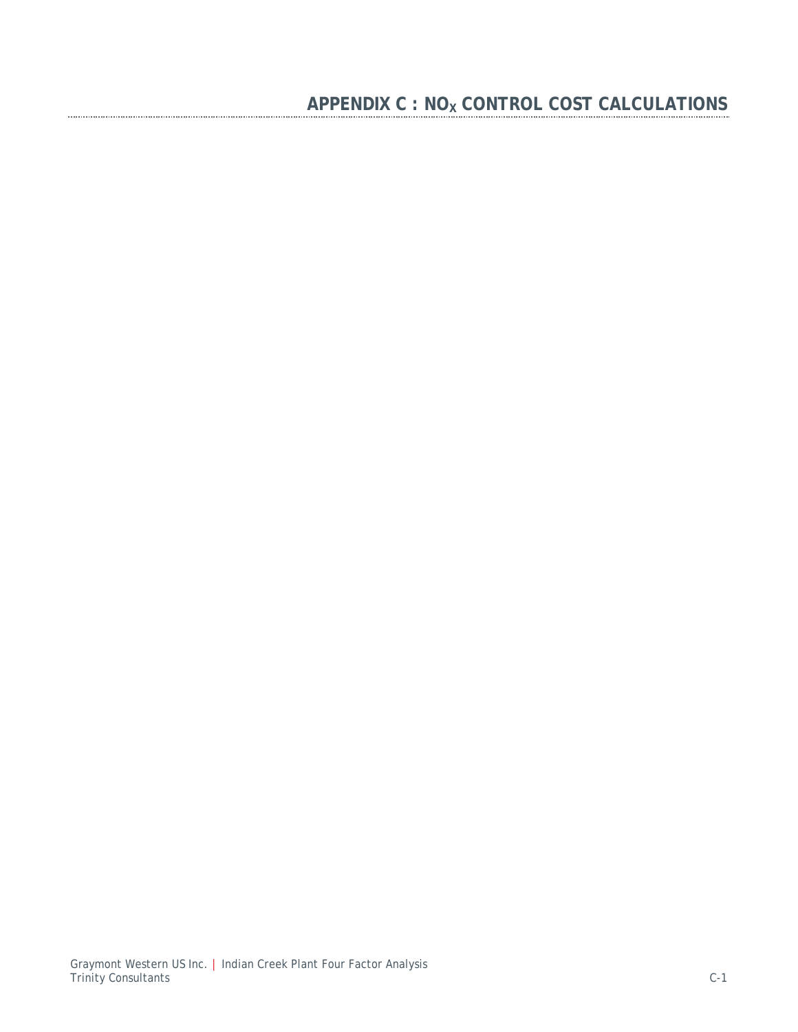# APPENDIX C : $NO_X$ CONTROL COST CALCULATIONS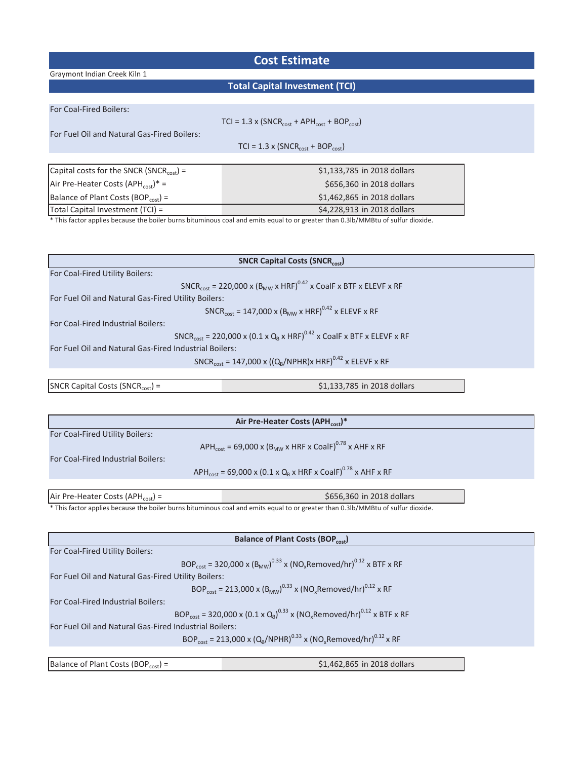# Cost Estimate

Graymont Indian Creek Kiln 1

## Total Capital Investment (TCI)

For Coal-Fired Boilers:

$$TCI = 1.3 \times (SNCR_{cost} + APH_{cost} + BOP_{cost})$$

For Fuel Oil and Natural Gas-Fired Boilers:

$$TCI = 1.3 \times (SNCR_{cost} + BOP_{cost})$$

| | |
|---|---|
| Capital costs for the SNCR ($SNCR_{cost}$) = | \$1,133,785 in 2018 dollars |
| Air Pre-Heater Costs ($APH_{cost}$)* = | \$656,360 in 2018 dollars |
| Balance of Plant Costs ($BOP_{cost}$) = | \$1,462,865 in 2018 dollars |
| Total Capital Investment (TCI) = | \$4,228,913 in 2018 dollars |

* This factor applies because the boiler burns bituminous coal and emits equal to or greater than 0.3lb/MMBtu of sulfur dioxide.

### SNCR Capital Costs ($SNCR_{cost}$)

For Coal-Fired Utility Boilers:

$$SNCR_{cost} = 220{,}000 \times (B_{MW} \times HRF)^{0.42} \times CoalF \times BTF \times ELEVF \times RF$$

For Fuel Oil and Natural Gas-Fired Utility Boilers:

$$SNCR_{cost} = 147{,}000 \times (B_{MW} \times HRF)^{0.42} \times ELEVF \times RF$$

For Coal-Fired Industrial Boilers:

$$SNCR_{cost} = 220{,}000 \times (0.1 \times Q_B \times HRF)^{0.42} \times CoalF \times BTF \times ELEVF \times RF$$

For Fuel Oil and Natural Gas-Fired Industrial Boilers:

$$SNCR_{cost} = 147{,}000 \times ((Q_B/NPHR) \times HRF)^{0.42} \times ELEVF \times RF$$

| | |
|---|---|
| SNCR Capital Costs ($SNCR_{cost}$) = | \$1,133,785 in 2018 dollars |

### Air Pre-Heater Costs ($APH_{cost}$)*

For Coal-Fired Utility Boilers:

$$APH_{cost} = 69{,}000 \times (B_{MW} \times HRF \times CoalF)^{0.78} \times AHF \times RF$$

For Coal-Fired Industrial Boilers:

$$APH_{cost} = 69{,}000 \times (0.1 \times Q_B \times HRF \times CoalF)^{0.78} \times AHF \times RF$$

| | |
|---|---|
| Air Pre-Heater Costs ($APH_{cost}$) = | \$656,360 in 2018 dollars |

* This factor applies because the boiler burns bituminous coal and emits equal to or greater than 0.3lb/MMBtu of sulfur dioxide.

### Balance of Plant Costs ($BOP_{cost}$)

For Coal-Fired Utility Boilers:

$$BOP_{cost} = 320{,}000 \times (B_{MW})^{0.33} \times (NO_xRemoved/hr)^{0.12} \times BTF \times RF$$

For Fuel Oil and Natural Gas-Fired Utility Boilers:

$$BOP_{cost} = 213{,}000 \times (B_{MW})^{0.33} \times (NO_xRemoved/hr)^{0.12} \times RF$$

For Coal-Fired Industrial Boilers:

$$BOP_{cost} = 320{,}000 \times (0.1 \times Q_B)^{0.33} \times (NO_xRemoved/hr)^{0.12} \times BTF \times RF$$

For Fuel Oil and Natural Gas-Fired Industrial Boilers:

$$BOP_{cost} = 213{,}000 \times (Q_B/NPHR)^{0.33} \times (NO_xRemoved/hr)^{0.12} \times RF$$

| | |
|---|---|
| Balance of Plant Costs ($BOP_{cost}$) = | \$1,462,865 in 2018 dollars |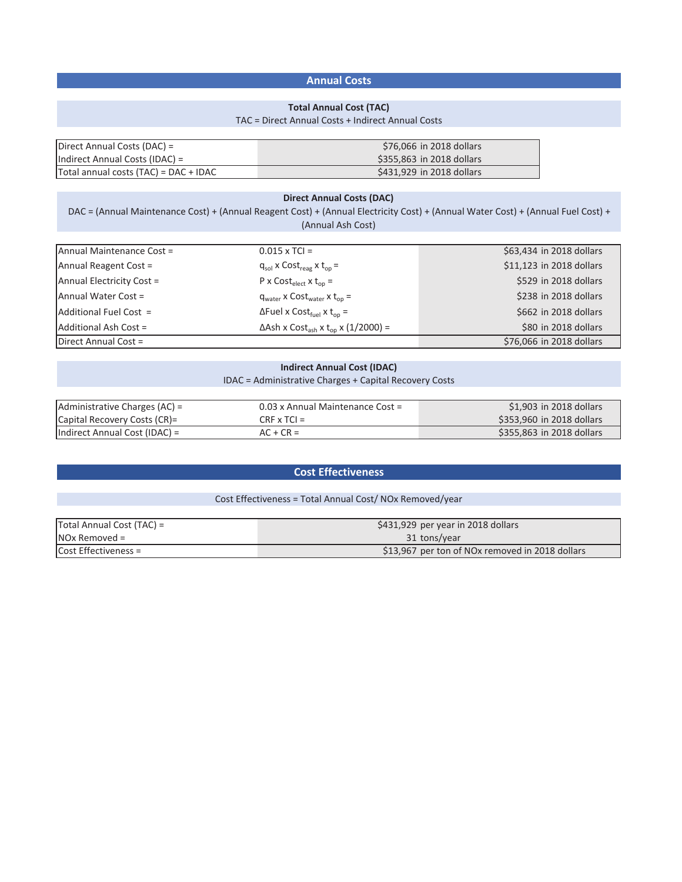## Annual Costs

### Total Annual Cost (TAC)

TAC = Direct Annual Costs + Indirect Annual Costs

| | |
|---|---|
| Direct Annual Costs (DAC) = | \$76,066 in 2018 dollars |
| Indirect Annual Costs (IDAC) = | \$355,863 in 2018 dollars |
| Total annual costs (TAC) = DAC + IDAC | \$431,929 in 2018 dollars |

### Direct Annual Costs (DAC)

DAC = (Annual Maintenance Cost) + (Annual Reagent Cost) + (Annual Electricity Cost) + (Annual Water Cost) + (Annual Fuel Cost) + (Annual Ash Cost)

| | | |
|---|---|---|
| Annual Maintenance Cost = | 0.015 x TCI = | \$63,434 in 2018 dollars |
| Annual Reagent Cost = | $q_{sol}$ x $Cost_{reag}$ x $t_{op}$ = | \$11,123 in 2018 dollars |
| Annual Electricity Cost = | P x $Cost_{elect}$ x $t_{op}$ = | \$529 in 2018 dollars |
| Annual Water Cost = | $q_{water}$ x $Cost_{water}$ x $t_{op}$ = | \$238 in 2018 dollars |
| Additional Fuel Cost = | ΔFuel x $Cost_{fuel}$ x $t_{op}$ = | \$662 in 2018 dollars |
| Additional Ash Cost = | ΔAsh x $Cost_{ash}$ x $t_{op}$ x (1/2000) = | \$80 in 2018 dollars |
| Direct Annual Cost = | | \$76,066 in 2018 dollars |

### Indirect Annual Cost (IDAC)

IDAC = Administrative Charges + Capital Recovery Costs

| | | |
|---|---|---|
| Administrative Charges (AC) = | 0.03 x Annual Maintenance Cost = | \$1,903 in 2018 dollars |
| Capital Recovery Costs (CR)= | CRF x TCI = | \$353,960 in 2018 dollars |
| Indirect Annual Cost (IDAC) = | AC + CR = | \$355,863 in 2018 dollars |

## Cost Effectiveness

Cost Effectiveness = Total Annual Cost/ NOx Removed/year

| | |
|---|---|
| Total Annual Cost (TAC) = | \$431,929 per year in 2018 dollars |
| NOx Removed = | 31 tons/year |
| Cost Effectiveness = | \$13,967 per ton of NOx removed in 2018 dollars |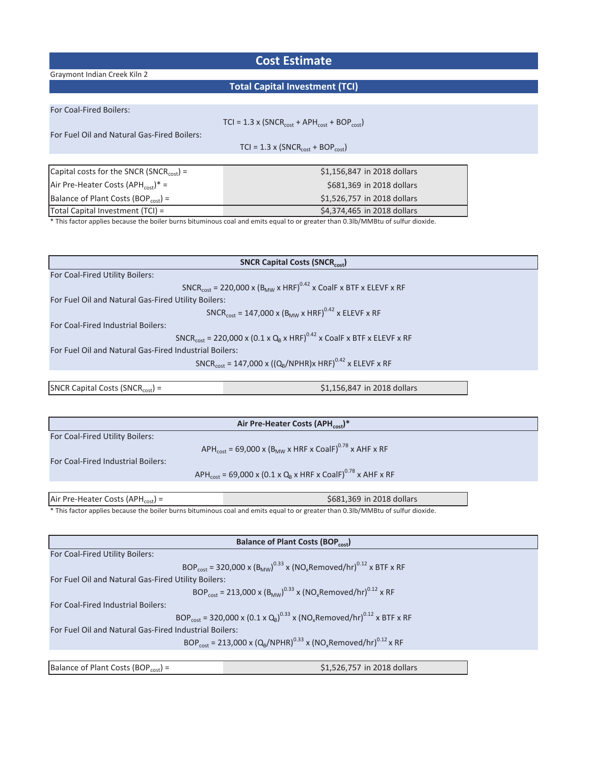# Cost Estimate

Graymont Indian Creek Kiln 2

## Total Capital Investment (TCI)

For Coal-Fired Boilers:

$$TCI = 1.3 \times (SNCR_{cost} + APH_{cost} + BOP_{cost})$$

For Fuel Oil and Natural Gas-Fired Boilers:

$$TCI = 1.3 \times (SNCR_{cost} + BOP_{cost})$$

| | |
|---|---|
| Capital costs for the SNCR ($SNCR_{cost}$) = | $1,156,847 in 2018 dollars |
| Air Pre-Heater Costs ($APH_{cost}$)* = | $681,369 in 2018 dollars |
| Balance of Plant Costs ($BOP_{cost}$) = | $1,526,757 in 2018 dollars |
| Total Capital Investment (TCI) = | $4,374,465 in 2018 dollars |

\* This factor applies because the boiler burns bituminous coal and emits equal to or greater than 0.3lb/MMBtu of sulfur dioxide.

### SNCR Capital Costs ($SNCR_{cost}$)

For Coal-Fired Utility Boilers:

$$SNCR_{cost} = 220{,}000 \times (B_{MW} \times HRF)^{0.42} \times CoalF \times BTF \times ELEVF \times RF$$

For Fuel Oil and Natural Gas-Fired Utility Boilers:

$$SNCR_{cost} = 147{,}000 \times (B_{MW} \times HRF)^{0.42} \times ELEVF \times RF$$

For Coal-Fired Industrial Boilers:

$$SNCR_{cost} = 220{,}000 \times (0.1 \times Q_B \times HRF)^{0.42} \times CoalF \times BTF \times ELEVF \times RF$$

For Fuel Oil and Natural Gas-Fired Industrial Boilers:

$$SNCR_{cost} = 147{,}000 \times ((Q_B/NPHR) \times HRF)^{0.42} \times ELEVF \times RF$$

| | |
|---|---|
| SNCR Capital Costs ($SNCR_{cost}$) = | $1,156,847 in 2018 dollars |

### Air Pre-Heater Costs ($APH_{cost}$)*

For Coal-Fired Utility Boilers:

$$APH_{cost} = 69{,}000 \times (B_{MW} \times HRF \times CoalF)^{0.78} \times AHF \times RF$$

For Coal-Fired Industrial Boilers:

$$APH_{cost} = 69{,}000 \times (0.1 \times Q_B \times HRF \times CoalF)^{0.78} \times AHF \times RF$$

| | |
|---|---|
| Air Pre-Heater Costs ($APH_{cost}$) = | $681,369 in 2018 dollars |

\* This factor applies because the boiler burns bituminous coal and emits equal to or greater than 0.3lb/MMBtu of sulfur dioxide.

### Balance of Plant Costs ($BOP_{cost}$)

For Coal-Fired Utility Boilers:

$$BOP_{cost} = 320{,}000 \times (B_{MW})^{0.33} \times (NO_xRemoved/hr)^{0.12} \times BTF \times RF$$

For Fuel Oil and Natural Gas-Fired Utility Boilers:

$$BOP_{cost} = 213{,}000 \times (B_{MW})^{0.33} \times (NO_xRemoved/hr)^{0.12} \times RF$$

For Coal-Fired Industrial Boilers:

$$BOP_{cost} = 320{,}000 \times (0.1 \times Q_B)^{0.33} \times (NO_xRemoved/hr)^{0.12} \times BTF \times RF$$

For Fuel Oil and Natural Gas-Fired Industrial Boilers:

$$BOP_{cost} = 213{,}000 \times (Q_B/NPHR)^{0.33} \times (NO_xRemoved/hr)^{0.12} \times RF$$

| | |
|---|---|
| Balance of Plant Costs ($BOP_{cost}$) = | $1,526,757 in 2018 dollars |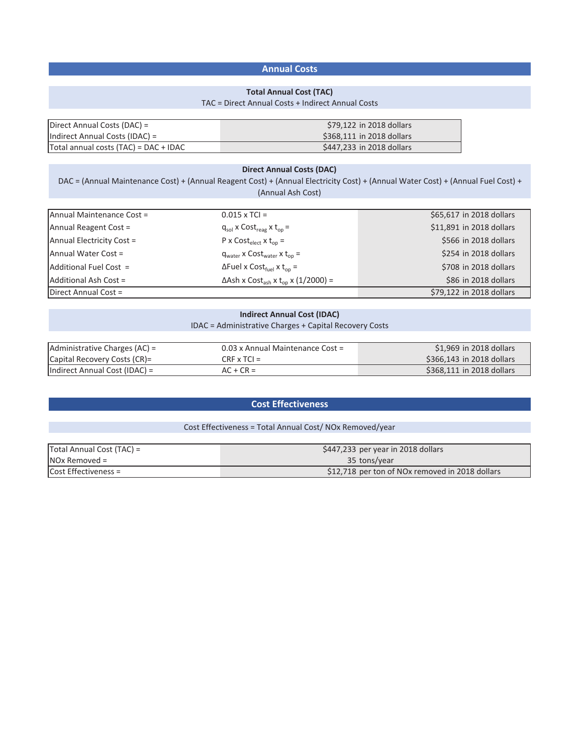## Annual Costs

### Total Annual Cost (TAC)

TAC = Direct Annual Costs + Indirect Annual Costs

| | |
|---|---|
| Direct Annual Costs (DAC) = | $79,122 in 2018 dollars |
| Indirect Annual Costs (IDAC) = | $368,111 in 2018 dollars |
| Total annual costs (TAC) = DAC + IDAC | $447,233 in 2018 dollars |

### Direct Annual Costs (DAC)

DAC = (Annual Maintenance Cost) + (Annual Reagent Cost) + (Annual Electricity Cost) + (Annual Water Cost) + (Annual Fuel Cost) + (Annual Ash Cost)

| | | |
|---|---|---|
| Annual Maintenance Cost = | 0.015 x TCI = | $65,617 in 2018 dollars |
| Annual Reagent Cost = | $q_{sol}$ x $Cost_{reag}$ x $t_{op}$ = | $11,891 in 2018 dollars |
| Annual Electricity Cost = | P x $Cost_{elect}$ x $t_{op}$ = | $566 in 2018 dollars |
| Annual Water Cost = | $q_{water}$ x $Cost_{water}$ x $t_{op}$ = | $254 in 2018 dollars |
| Additional Fuel Cost = | ΔFuel x $Cost_{fuel}$ x $t_{op}$ = | $708 in 2018 dollars |
| Additional Ash Cost = | ΔAsh x $Cost_{ash}$ x $t_{op}$ x (1/2000) = | $86 in 2018 dollars |
| Direct Annual Cost = | | $79,122 in 2018 dollars |

### Indirect Annual Cost (IDAC)

IDAC = Administrative Charges + Capital Recovery Costs

| | | |
|---|---|---|
| Administrative Charges (AC) = | 0.03 x Annual Maintenance Cost = | $1,969 in 2018 dollars |
| Capital Recovery Costs (CR)= | CRF x TCI = | $366,143 in 2018 dollars |
| Indirect Annual Cost (IDAC) = | AC + CR = | $368,111 in 2018 dollars |

## Cost Effectiveness

Cost Effectiveness = Total Annual Cost/ NOx Removed/year

| | |
|---|---|
| Total Annual Cost (TAC) = | $447,233 per year in 2018 dollars |
| NOx Removed = | 35 tons/year |
| Cost Effectiveness = | $12,718 per ton of NOx removed in 2018 dollars |